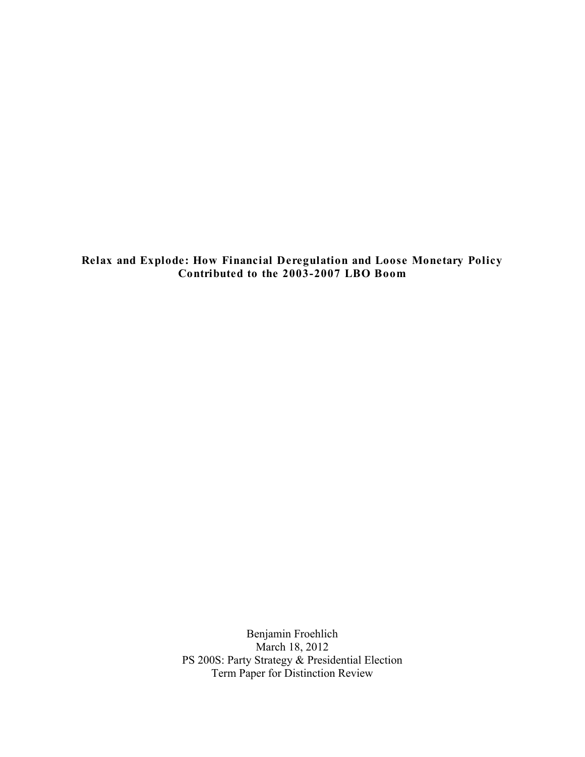# Relax and Explode: How Financial Deregulation and Loose Monetary Policy Contributed to the 2003-2007 LBO Boom

Benjamin Froehlich
March 18, 2012
PS 200S: Party Strategy & Presidential Election
Term Paper for Distinction Review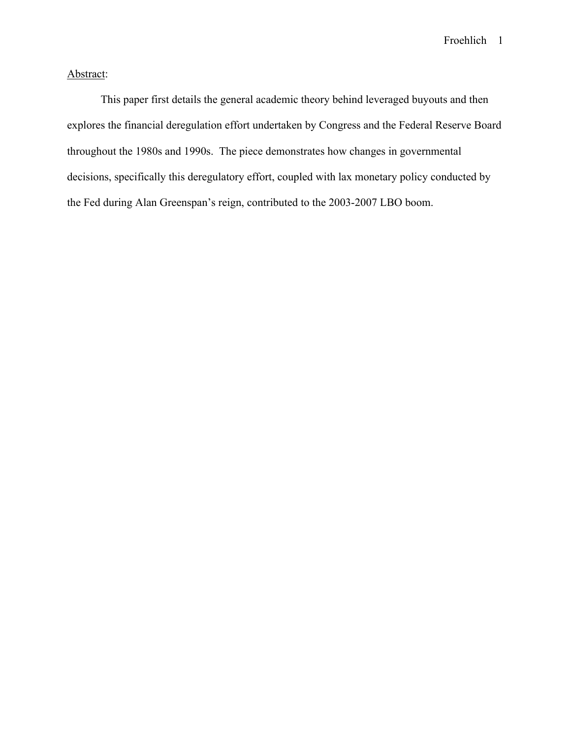Abstract:

This paper first details the general academic theory behind leveraged buyouts and then explores the financial deregulation effort undertaken by Congress and the Federal Reserve Board throughout the 1980s and 1990s. The piece demonstrates how changes in governmental decisions, specifically this deregulatory effort, coupled with lax monetary policy conducted by the Fed during Alan Greenspan's reign, contributed to the 2003-2007 LBO boom.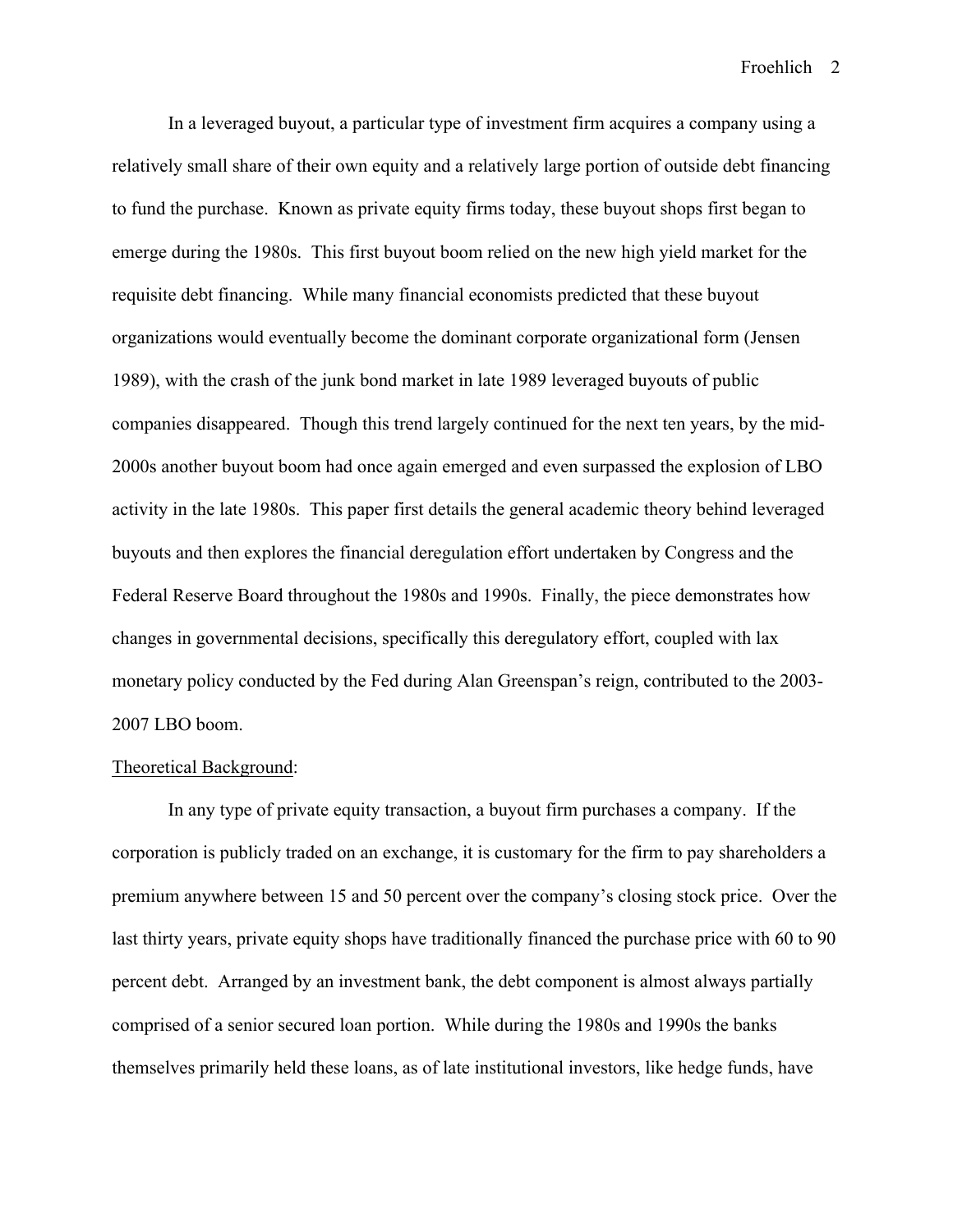In a leveraged buyout, a particular type of investment firm acquires a company using a relatively small share of their own equity and a relatively large portion of outside debt financing to fund the purchase. Known as private equity firms today, these buyout shops first began to emerge during the 1980s. This first buyout boom relied on the new high yield market for the requisite debt financing. While many financial economists predicted that these buyout organizations would eventually become the dominant corporate organizational form (Jensen 1989), with the crash of the junk bond market in late 1989 leveraged buyouts of public companies disappeared. Though this trend largely continued for the next ten years, by the mid-2000s another buyout boom had once again emerged and even surpassed the explosion of LBO activity in the late 1980s. This paper first details the general academic theory behind leveraged buyouts and then explores the financial deregulation effort undertaken by Congress and the Federal Reserve Board throughout the 1980s and 1990s. Finally, the piece demonstrates how changes in governmental decisions, specifically this deregulatory effort, coupled with lax monetary policy conducted by the Fed during Alan Greenspan's reign, contributed to the 2003-2007 LBO boom.

<u>Theoretical Background</u>:

In any type of private equity transaction, a buyout firm purchases a company. If the corporation is publicly traded on an exchange, it is customary for the firm to pay shareholders a premium anywhere between 15 and 50 percent over the company's closing stock price. Over the last thirty years, private equity shops have traditionally financed the purchase price with 60 to 90 percent debt. Arranged by an investment bank, the debt component is almost always partially comprised of a senior secured loan portion. While during the 1980s and 1990s the banks themselves primarily held these loans, as of late institutional investors, like hedge funds, have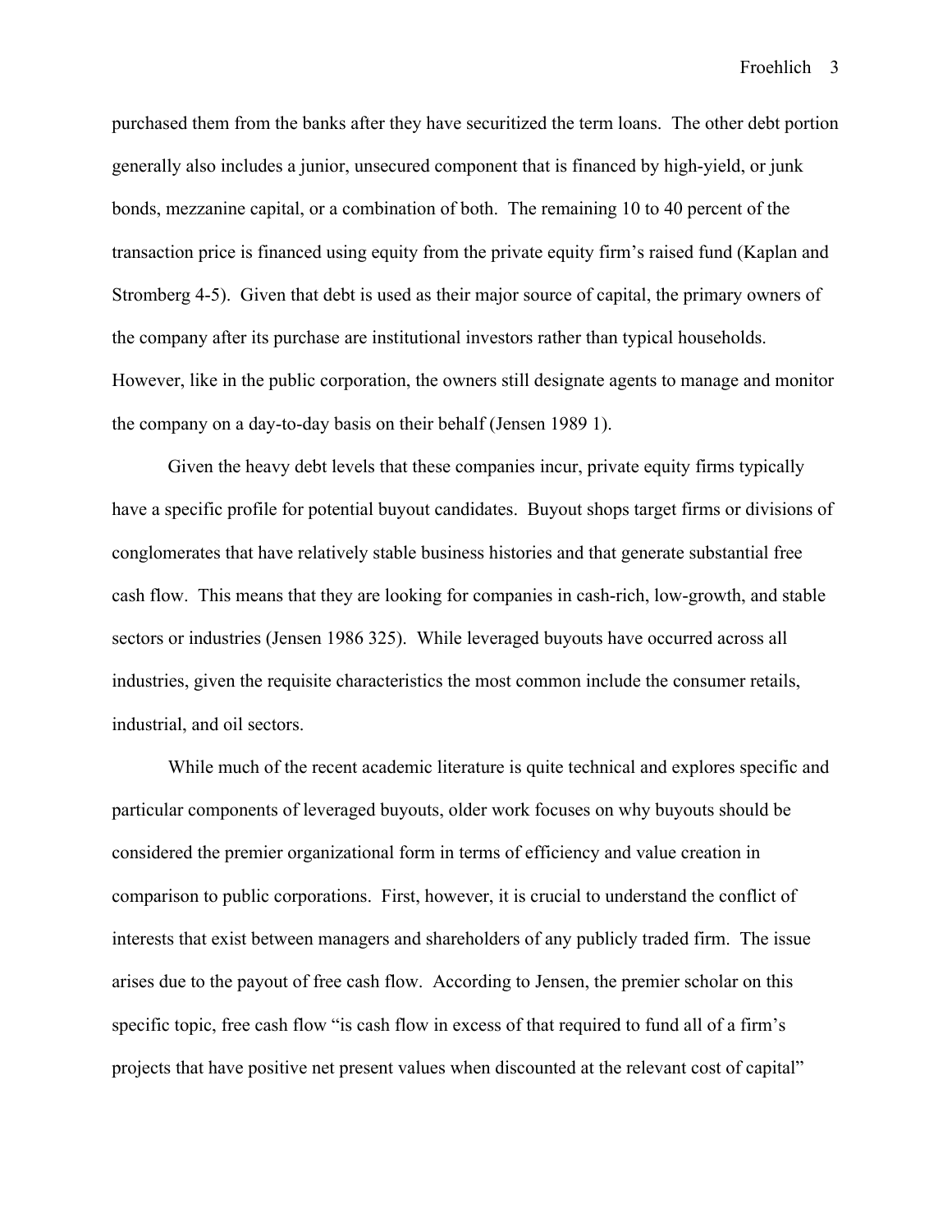purchased them from the banks after they have securitized the term loans. The other debt portion generally also includes a junior, unsecured component that is financed by high-yield, or junk bonds, mezzanine capital, or a combination of both. The remaining 10 to 40 percent of the transaction price is financed using equity from the private equity firm's raised fund (Kaplan and Stromberg 4-5). Given that debt is used as their major source of capital, the primary owners of the company after its purchase are institutional investors rather than typical households. However, like in the public corporation, the owners still designate agents to manage and monitor the company on a day-to-day basis on their behalf (Jensen 1989 1).

Given the heavy debt levels that these companies incur, private equity firms typically have a specific profile for potential buyout candidates. Buyout shops target firms or divisions of conglomerates that have relatively stable business histories and that generate substantial free cash flow. This means that they are looking for companies in cash-rich, low-growth, and stable sectors or industries (Jensen 1986 325). While leveraged buyouts have occurred across all industries, given the requisite characteristics the most common include the consumer retails, industrial, and oil sectors.

While much of the recent academic literature is quite technical and explores specific and particular components of leveraged buyouts, older work focuses on why buyouts should be considered the premier organizational form in terms of efficiency and value creation in comparison to public corporations. First, however, it is crucial to understand the conflict of interests that exist between managers and shareholders of any publicly traded firm. The issue arises due to the payout of free cash flow. According to Jensen, the premier scholar on this specific topic, free cash flow "is cash flow in excess of that required to fund all of a firm's projects that have positive net present values when discounted at the relevant cost of capital"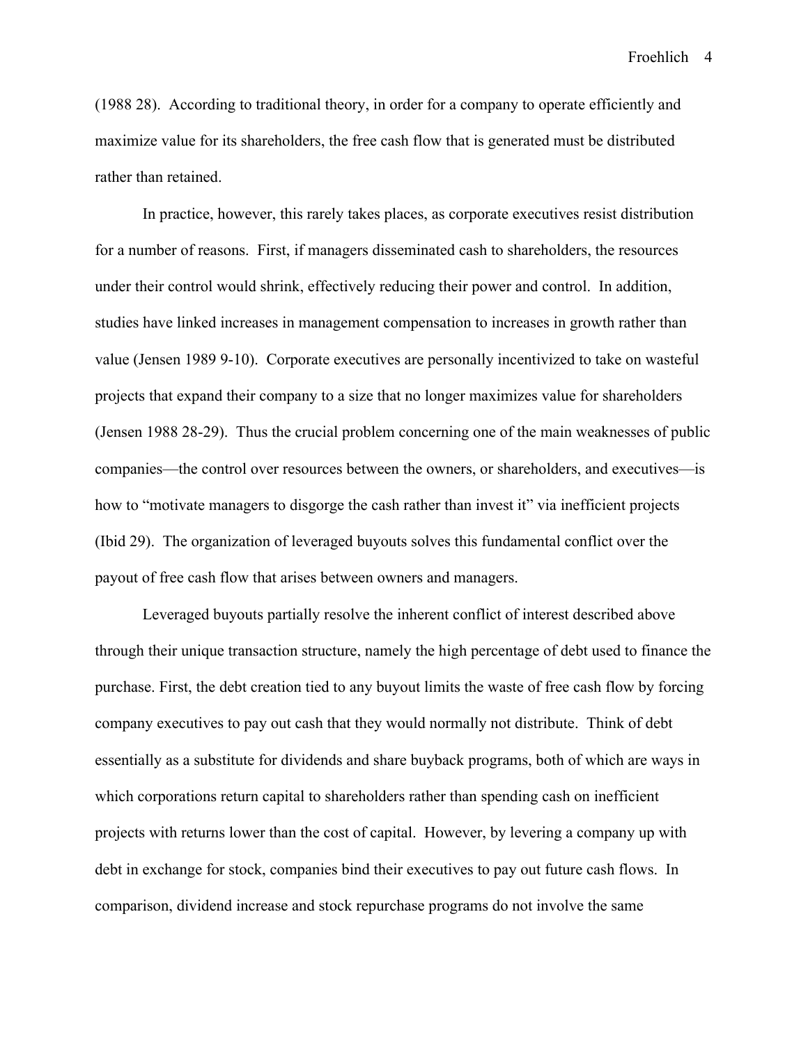(1988 28). According to traditional theory, in order for a company to operate efficiently and maximize value for its shareholders, the free cash flow that is generated must be distributed rather than retained.

In practice, however, this rarely takes places, as corporate executives resist distribution for a number of reasons. First, if managers disseminated cash to shareholders, the resources under their control would shrink, effectively reducing their power and control. In addition, studies have linked increases in management compensation to increases in growth rather than value (Jensen 1989 9-10). Corporate executives are personally incentivized to take on wasteful projects that expand their company to a size that no longer maximizes value for shareholders (Jensen 1988 28-29). Thus the crucial problem concerning one of the main weaknesses of public companies—the control over resources between the owners, or shareholders, and executives—is how to "motivate managers to disgorge the cash rather than invest it" via inefficient projects (Ibid 29). The organization of leveraged buyouts solves this fundamental conflict over the payout of free cash flow that arises between owners and managers.

Leveraged buyouts partially resolve the inherent conflict of interest described above through their unique transaction structure, namely the high percentage of debt used to finance the purchase. First, the debt creation tied to any buyout limits the waste of free cash flow by forcing company executives to pay out cash that they would normally not distribute. Think of debt essentially as a substitute for dividends and share buyback programs, both of which are ways in which corporations return capital to shareholders rather than spending cash on inefficient projects with returns lower than the cost of capital. However, by levering a company up with debt in exchange for stock, companies bind their executives to pay out future cash flows. In comparison, dividend increase and stock repurchase programs do not involve the same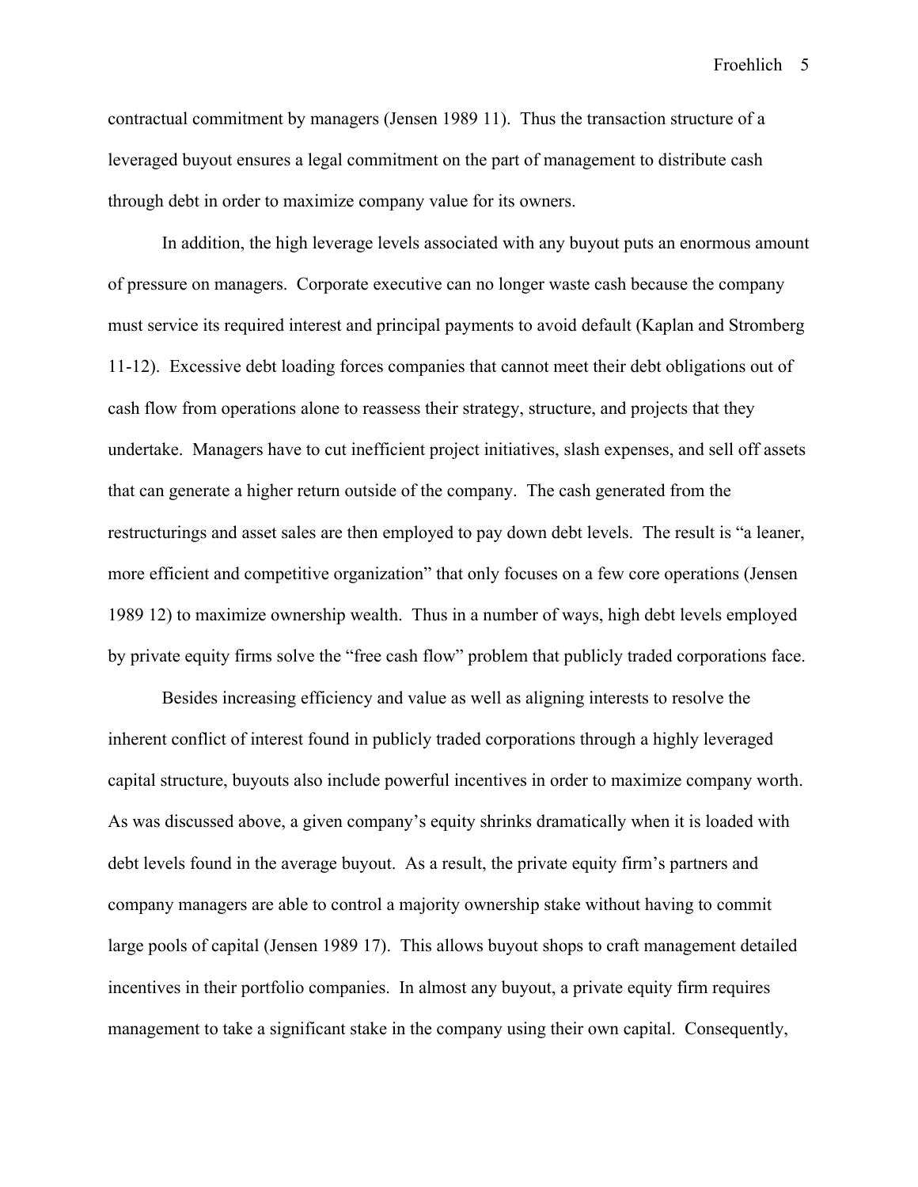contractual commitment by managers (Jensen 1989 11). Thus the transaction structure of a leveraged buyout ensures a legal commitment on the part of management to distribute cash through debt in order to maximize company value for its owners.

In addition, the high leverage levels associated with any buyout puts an enormous amount of pressure on managers. Corporate executive can no longer waste cash because the company must service its required interest and principal payments to avoid default (Kaplan and Stromberg 11-12). Excessive debt loading forces companies that cannot meet their debt obligations out of cash flow from operations alone to reassess their strategy, structure, and projects that they undertake. Managers have to cut inefficient project initiatives, slash expenses, and sell off assets that can generate a higher return outside of the company. The cash generated from the restructurings and asset sales are then employed to pay down debt levels. The result is "a leaner, more efficient and competitive organization" that only focuses on a few core operations (Jensen 1989 12) to maximize ownership wealth. Thus in a number of ways, high debt levels employed by private equity firms solve the "free cash flow" problem that publicly traded corporations face.

Besides increasing efficiency and value as well as aligning interests to resolve the inherent conflict of interest found in publicly traded corporations through a highly leveraged capital structure, buyouts also include powerful incentives in order to maximize company worth. As was discussed above, a given company's equity shrinks dramatically when it is loaded with debt levels found in the average buyout. As a result, the private equity firm's partners and company managers are able to control a majority ownership stake without having to commit large pools of capital (Jensen 1989 17). This allows buyout shops to craft management detailed incentives in their portfolio companies. In almost any buyout, a private equity firm requires management to take a significant stake in the company using their own capital. Consequently,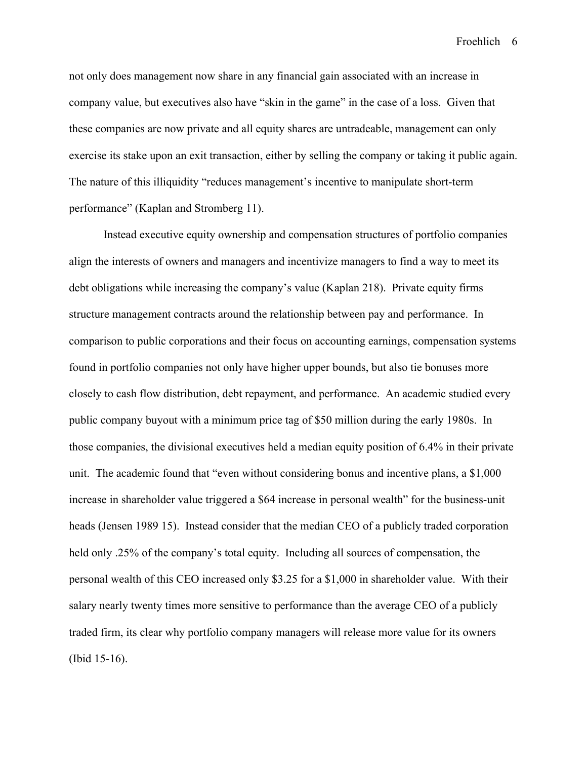not only does management now share in any financial gain associated with an increase in company value, but executives also have "skin in the game" in the case of a loss. Given that these companies are now private and all equity shares are untradeable, management can only exercise its stake upon an exit transaction, either by selling the company or taking it public again. The nature of this illiquidity "reduces management's incentive to manipulate short-term performance" (Kaplan and Stromberg 11).

Instead executive equity ownership and compensation structures of portfolio companies align the interests of owners and managers and incentivize managers to find a way to meet its debt obligations while increasing the company's value (Kaplan 218). Private equity firms structure management contracts around the relationship between pay and performance. In comparison to public corporations and their focus on accounting earnings, compensation systems found in portfolio companies not only have higher upper bounds, but also tie bonuses more closely to cash flow distribution, debt repayment, and performance. An academic studied every public company buyout with a minimum price tag of $50 million during the early 1980s. In those companies, the divisional executives held a median equity position of 6.4% in their private unit. The academic found that "even without considering bonus and incentive plans, a $1,000 increase in shareholder value triggered a $64 increase in personal wealth" for the business-unit heads (Jensen 1989 15). Instead consider that the median CEO of a publicly traded corporation held only .25% of the company's total equity. Including all sources of compensation, the personal wealth of this CEO increased only $3.25 for a $1,000 in shareholder value. With their salary nearly twenty times more sensitive to performance than the average CEO of a publicly traded firm, its clear why portfolio company managers will release more value for its owners (Ibid 15-16).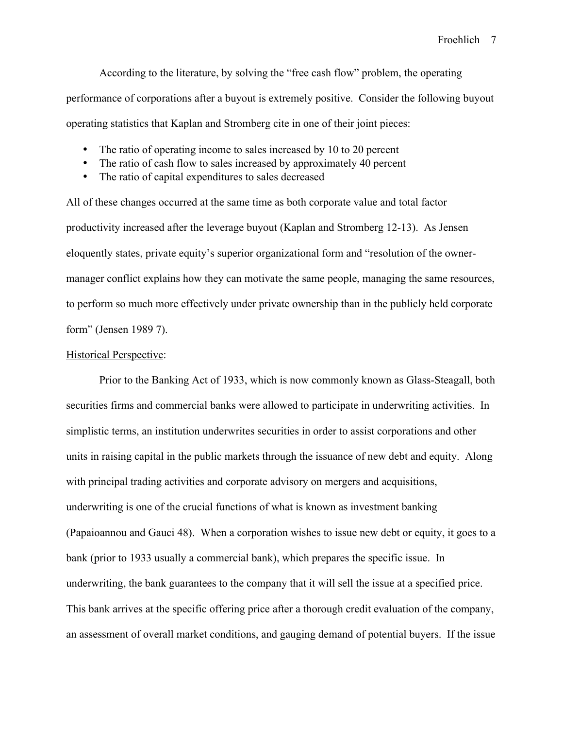According to the literature, by solving the "free cash flow" problem, the operating performance of corporations after a buyout is extremely positive. Consider the following buyout operating statistics that Kaplan and Stromberg cite in one of their joint pieces:

- The ratio of operating income to sales increased by 10 to 20 percent
- The ratio of cash flow to sales increased by approximately 40 percent
- The ratio of capital expenditures to sales decreased

All of these changes occurred at the same time as both corporate value and total factor productivity increased after the leverage buyout (Kaplan and Stromberg 12-13). As Jensen eloquently states, private equity's superior organizational form and "resolution of the owner-manager conflict explains how they can motivate the same people, managing the same resources, to perform so much more effectively under private ownership than in the publicly held corporate form" (Jensen 1989 7).

<u>Historical Perspective</u>:

Prior to the Banking Act of 1933, which is now commonly known as Glass-Steagall, both securities firms and commercial banks were allowed to participate in underwriting activities. In simplistic terms, an institution underwrites securities in order to assist corporations and other units in raising capital in the public markets through the issuance of new debt and equity. Along with principal trading activities and corporate advisory on mergers and acquisitions, underwriting is one of the crucial functions of what is known as investment banking (Papaioannou and Gauci 48). When a corporation wishes to issue new debt or equity, it goes to a bank (prior to 1933 usually a commercial bank), which prepares the specific issue. In underwriting, the bank guarantees to the company that it will sell the issue at a specified price. This bank arrives at the specific offering price after a thorough credit evaluation of the company, an assessment of overall market conditions, and gauging demand of potential buyers. If the issue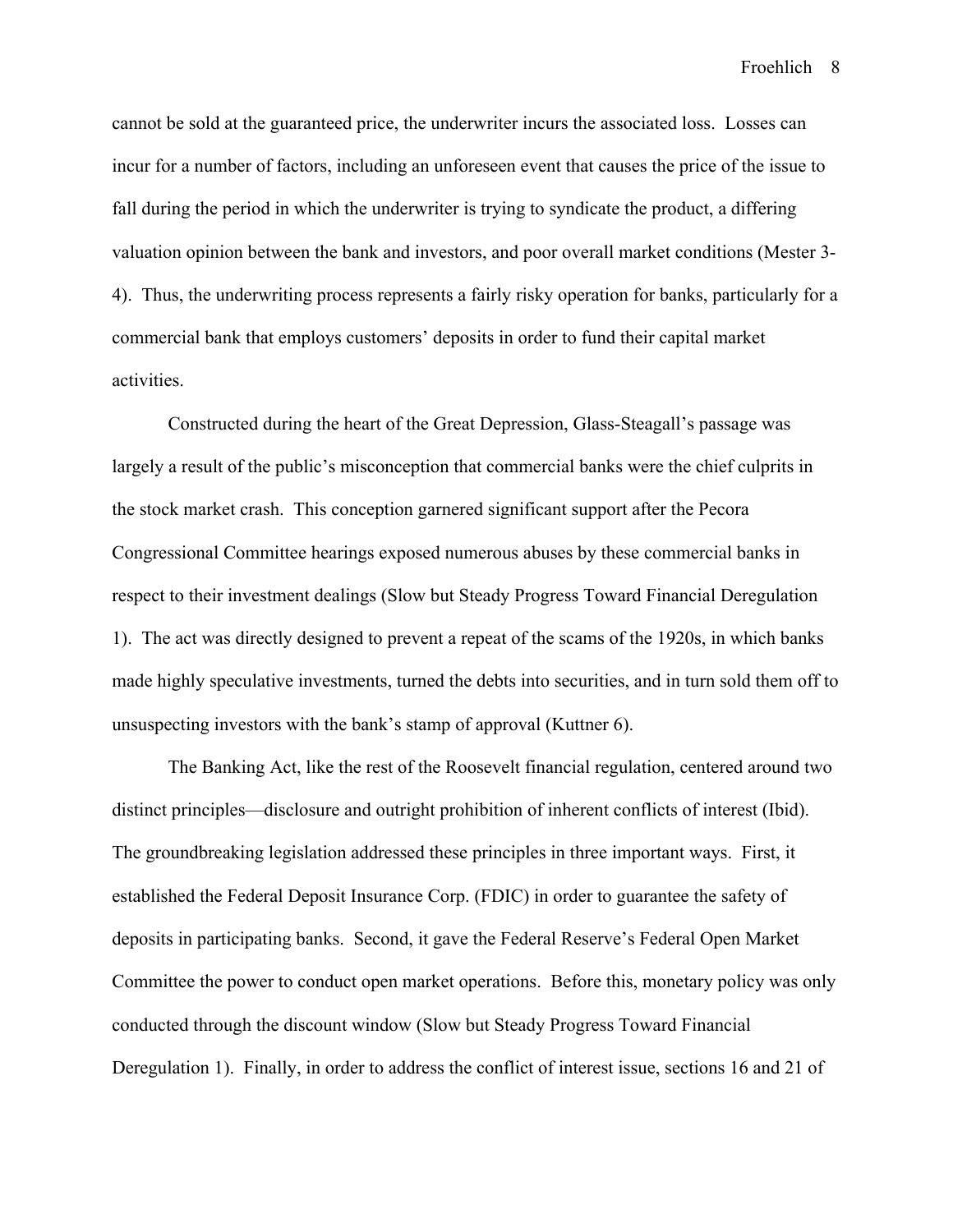cannot be sold at the guaranteed price, the underwriter incurs the associated loss. Losses can incur for a number of factors, including an unforeseen event that causes the price of the issue to fall during the period in which the underwriter is trying to syndicate the product, a differing valuation opinion between the bank and investors, and poor overall market conditions (Mester 3-4). Thus, the underwriting process represents a fairly risky operation for banks, particularly for a commercial bank that employs customers' deposits in order to fund their capital market activities.

Constructed during the heart of the Great Depression, Glass-Steagall's passage was largely a result of the public's misconception that commercial banks were the chief culprits in the stock market crash. This conception garnered significant support after the Pecora Congressional Committee hearings exposed numerous abuses by these commercial banks in respect to their investment dealings (Slow but Steady Progress Toward Financial Deregulation 1). The act was directly designed to prevent a repeat of the scams of the 1920s, in which banks made highly speculative investments, turned the debts into securities, and in turn sold them off to unsuspecting investors with the bank's stamp of approval (Kuttner 6).

The Banking Act, like the rest of the Roosevelt financial regulation, centered around two distinct principles—disclosure and outright prohibition of inherent conflicts of interest (Ibid). The groundbreaking legislation addressed these principles in three important ways. First, it established the Federal Deposit Insurance Corp. (FDIC) in order to guarantee the safety of deposits in participating banks. Second, it gave the Federal Reserve's Federal Open Market Committee the power to conduct open market operations. Before this, monetary policy was only conducted through the discount window (Slow but Steady Progress Toward Financial Deregulation 1). Finally, in order to address the conflict of interest issue, sections 16 and 21 of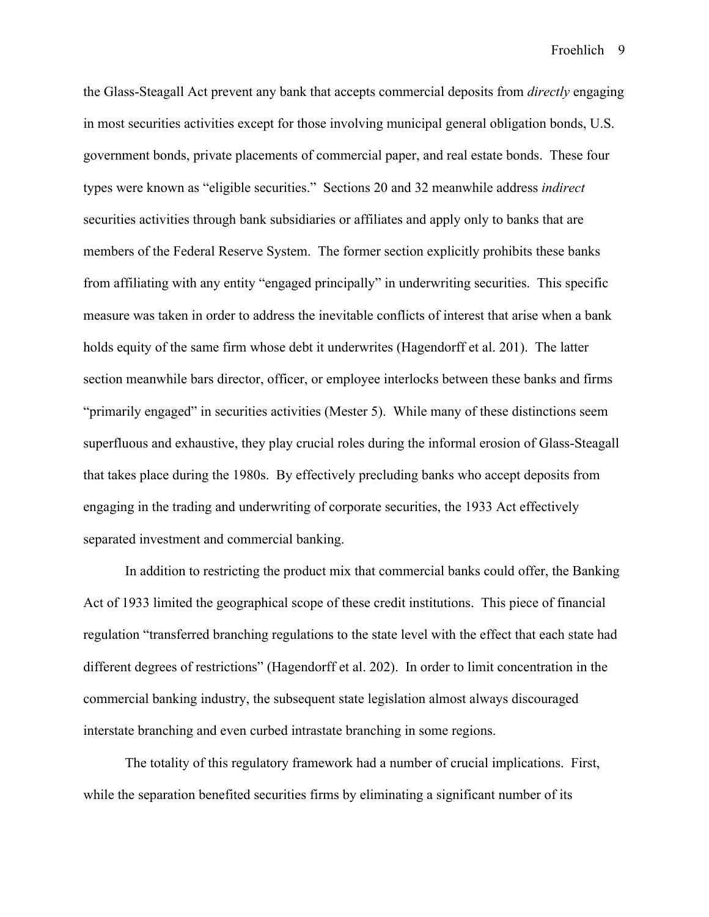the Glass-Steagall Act prevent any bank that accepts commercial deposits from *directly* engaging in most securities activities except for those involving municipal general obligation bonds, U.S. government bonds, private placements of commercial paper, and real estate bonds. These four types were known as "eligible securities." Sections 20 and 32 meanwhile address *indirect* securities activities through bank subsidiaries or affiliates and apply only to banks that are members of the Federal Reserve System. The former section explicitly prohibits these banks from affiliating with any entity "engaged principally" in underwriting securities. This specific measure was taken in order to address the inevitable conflicts of interest that arise when a bank holds equity of the same firm whose debt it underwrites (Hagendorff et al. 201). The latter section meanwhile bars director, officer, or employee interlocks between these banks and firms "primarily engaged" in securities activities (Mester 5). While many of these distinctions seem superfluous and exhaustive, they play crucial roles during the informal erosion of Glass-Steagall that takes place during the 1980s. By effectively precluding banks who accept deposits from engaging in the trading and underwriting of corporate securities, the 1933 Act effectively separated investment and commercial banking.

In addition to restricting the product mix that commercial banks could offer, the Banking Act of 1933 limited the geographical scope of these credit institutions. This piece of financial regulation "transferred branching regulations to the state level with the effect that each state had different degrees of restrictions" (Hagendorff et al. 202). In order to limit concentration in the commercial banking industry, the subsequent state legislation almost always discouraged interstate branching and even curbed intrastate branching in some regions.

The totality of this regulatory framework had a number of crucial implications. First, while the separation benefited securities firms by eliminating a significant number of its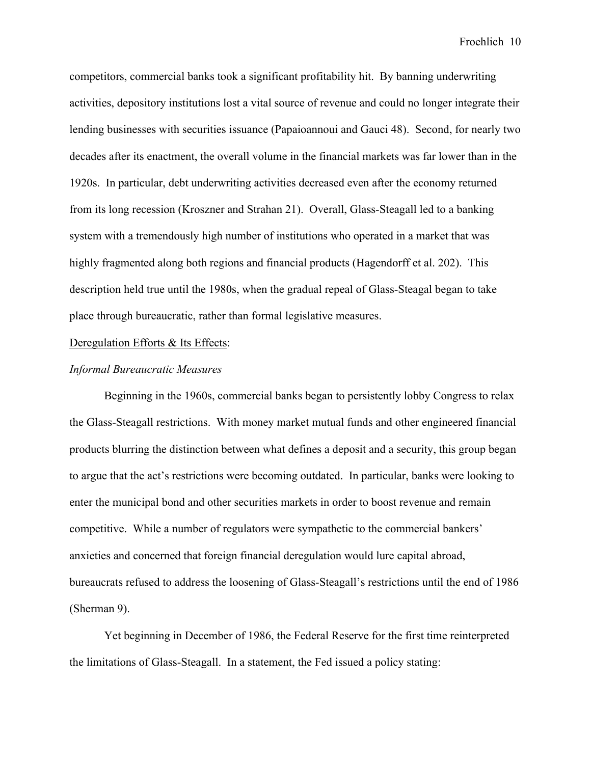competitors, commercial banks took a significant profitability hit. By banning underwriting activities, depository institutions lost a vital source of revenue and could no longer integrate their lending businesses with securities issuance (Papaioannoui and Gauci 48). Second, for nearly two decades after its enactment, the overall volume in the financial markets was far lower than in the 1920s. In particular, debt underwriting activities decreased even after the economy returned from its long recession (Kroszner and Strahan 21). Overall, Glass-Steagall led to a banking system with a tremendously high number of institutions who operated in a market that was highly fragmented along both regions and financial products (Hagendorff et al. 202). This description held true until the 1980s, when the gradual repeal of Glass-Steagal began to take place through bureaucratic, rather than formal legislative measures.

<u>Deregulation Efforts & Its Effects</u>:

*Informal Bureaucratic Measures*

Beginning in the 1960s, commercial banks began to persistently lobby Congress to relax the Glass-Steagall restrictions. With money market mutual funds and other engineered financial products blurring the distinction between what defines a deposit and a security, this group began to argue that the act's restrictions were becoming outdated. In particular, banks were looking to enter the municipal bond and other securities markets in order to boost revenue and remain competitive. While a number of regulators were sympathetic to the commercial bankers' anxieties and concerned that foreign financial deregulation would lure capital abroad, bureaucrats refused to address the loosening of Glass-Steagall's restrictions until the end of 1986 (Sherman 9).

Yet beginning in December of 1986, the Federal Reserve for the first time reinterpreted the limitations of Glass-Steagall. In a statement, the Fed issued a policy stating: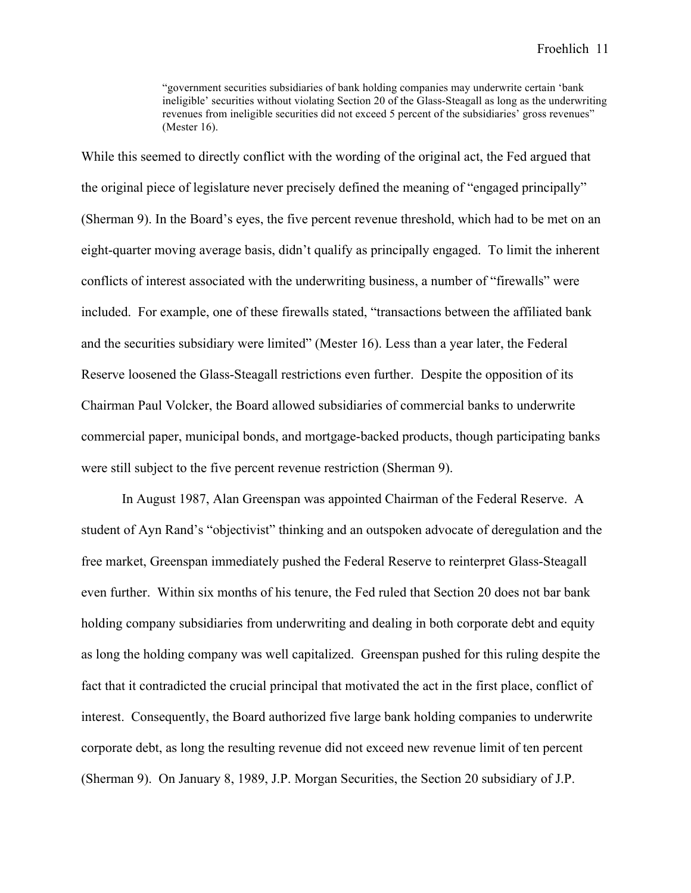> "government securities subsidiaries of bank holding companies may underwrite certain 'bank ineligible' securities without violating Section 20 of the Glass-Steagall as long as the underwriting revenues from ineligible securities did not exceed 5 percent of the subsidiaries' gross revenues" (Mester 16).

While this seemed to directly conflict with the wording of the original act, the Fed argued that the original piece of legislature never precisely defined the meaning of "engaged principally" (Sherman 9). In the Board's eyes, the five percent revenue threshold, which had to be met on an eight-quarter moving average basis, didn't qualify as principally engaged. To limit the inherent conflicts of interest associated with the underwriting business, a number of "firewalls" were included. For example, one of these firewalls stated, "transactions between the affiliated bank and the securities subsidiary were limited" (Mester 16). Less than a year later, the Federal Reserve loosened the Glass-Steagall restrictions even further. Despite the opposition of its Chairman Paul Volcker, the Board allowed subsidiaries of commercial banks to underwrite commercial paper, municipal bonds, and mortgage-backed products, though participating banks were still subject to the five percent revenue restriction (Sherman 9).

In August 1987, Alan Greenspan was appointed Chairman of the Federal Reserve. A student of Ayn Rand's "objectivist" thinking and an outspoken advocate of deregulation and the free market, Greenspan immediately pushed the Federal Reserve to reinterpret Glass-Steagall even further. Within six months of his tenure, the Fed ruled that Section 20 does not bar bank holding company subsidiaries from underwriting and dealing in both corporate debt and equity as long the holding company was well capitalized. Greenspan pushed for this ruling despite the fact that it contradicted the crucial principal that motivated the act in the first place, conflict of interest. Consequently, the Board authorized five large bank holding companies to underwrite corporate debt, as long the resulting revenue did not exceed new revenue limit of ten percent (Sherman 9). On January 8, 1989, J.P. Morgan Securities, the Section 20 subsidiary of J.P.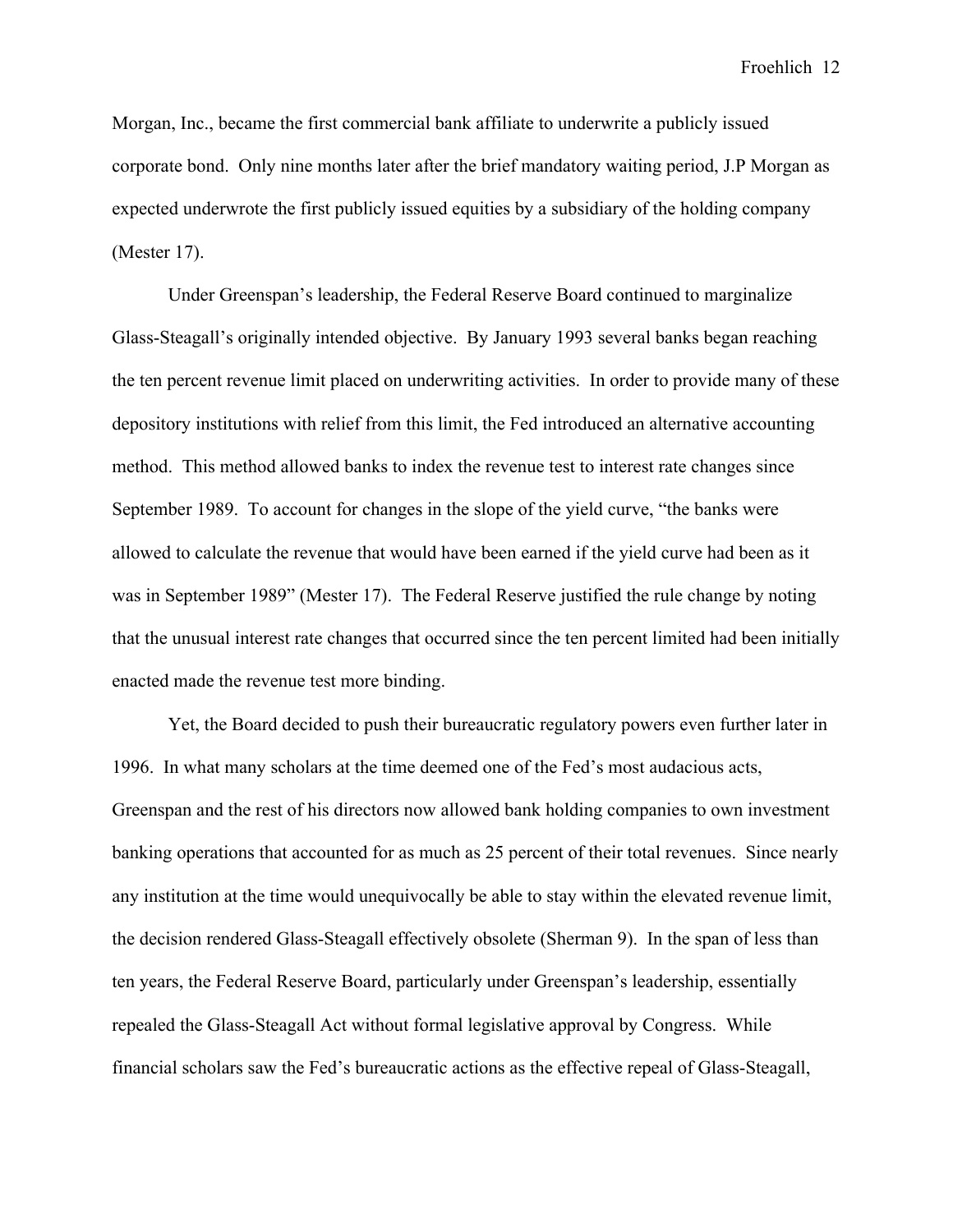Morgan, Inc., became the first commercial bank affiliate to underwrite a publicly issued corporate bond. Only nine months later after the brief mandatory waiting period, J.P Morgan as expected underwrote the first publicly issued equities by a subsidiary of the holding company (Mester 17).

Under Greenspan's leadership, the Federal Reserve Board continued to marginalize Glass-Steagall's originally intended objective. By January 1993 several banks began reaching the ten percent revenue limit placed on underwriting activities. In order to provide many of these depository institutions with relief from this limit, the Fed introduced an alternative accounting method. This method allowed banks to index the revenue test to interest rate changes since September 1989. To account for changes in the slope of the yield curve, "the banks were allowed to calculate the revenue that would have been earned if the yield curve had been as it was in September 1989" (Mester 17). The Federal Reserve justified the rule change by noting that the unusual interest rate changes that occurred since the ten percent limited had been initially enacted made the revenue test more binding.

Yet, the Board decided to push their bureaucratic regulatory powers even further later in 1996. In what many scholars at the time deemed one of the Fed's most audacious acts, Greenspan and the rest of his directors now allowed bank holding companies to own investment banking operations that accounted for as much as 25 percent of their total revenues. Since nearly any institution at the time would unequivocally be able to stay within the elevated revenue limit, the decision rendered Glass-Steagall effectively obsolete (Sherman 9). In the span of less than ten years, the Federal Reserve Board, particularly under Greenspan's leadership, essentially repealed the Glass-Steagall Act without formal legislative approval by Congress. While financial scholars saw the Fed's bureaucratic actions as the effective repeal of Glass-Steagall,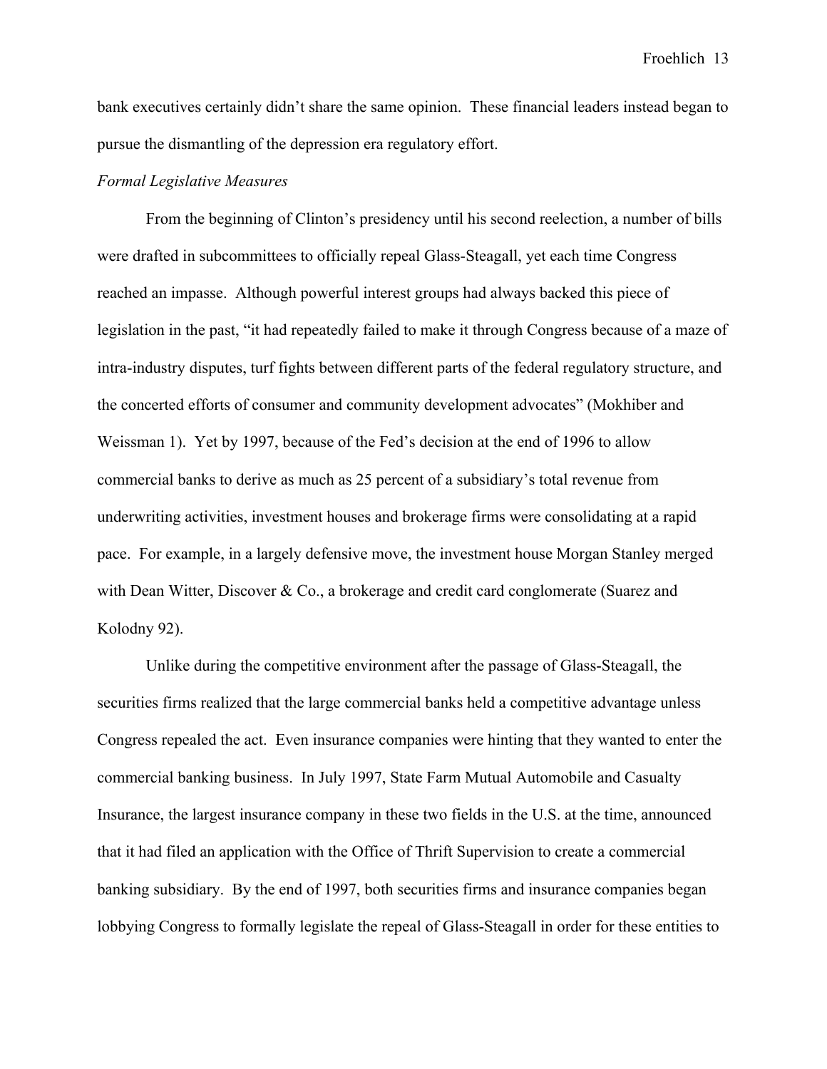bank executives certainly didn't share the same opinion. These financial leaders instead began to pursue the dismantling of the depression era regulatory effort.

*Formal Legislative Measures*

From the beginning of Clinton's presidency until his second reelection, a number of bills were drafted in subcommittees to officially repeal Glass-Steagall, yet each time Congress reached an impasse. Although powerful interest groups had always backed this piece of legislation in the past, "it had repeatedly failed to make it through Congress because of a maze of intra-industry disputes, turf fights between different parts of the federal regulatory structure, and the concerted efforts of consumer and community development advocates" (Mokhiber and Weissman 1). Yet by 1997, because of the Fed's decision at the end of 1996 to allow commercial banks to derive as much as 25 percent of a subsidiary's total revenue from underwriting activities, investment houses and brokerage firms were consolidating at a rapid pace. For example, in a largely defensive move, the investment house Morgan Stanley merged with Dean Witter, Discover & Co., a brokerage and credit card conglomerate (Suarez and Kolodny 92).

Unlike during the competitive environment after the passage of Glass-Steagall, the securities firms realized that the large commercial banks held a competitive advantage unless Congress repealed the act. Even insurance companies were hinting that they wanted to enter the commercial banking business. In July 1997, State Farm Mutual Automobile and Casualty Insurance, the largest insurance company in these two fields in the U.S. at the time, announced that it had filed an application with the Office of Thrift Supervision to create a commercial banking subsidiary. By the end of 1997, both securities firms and insurance companies began lobbying Congress to formally legislate the repeal of Glass-Steagall in order for these entities to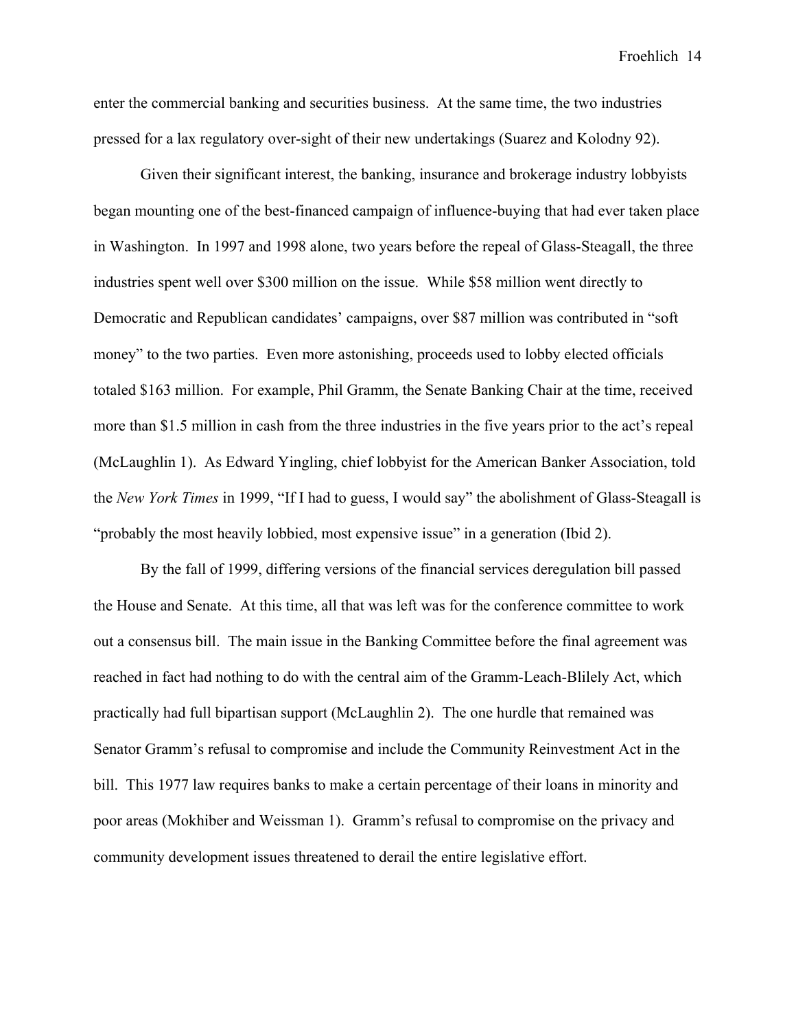enter the commercial banking and securities business. At the same time, the two industries pressed for a lax regulatory over-sight of their new undertakings (Suarez and Kolodny 92).

Given their significant interest, the banking, insurance and brokerage industry lobbyists began mounting one of the best-financed campaign of influence-buying that had ever taken place in Washington. In 1997 and 1998 alone, two years before the repeal of Glass-Steagall, the three industries spent well over $300 million on the issue. While $58 million went directly to Democratic and Republican candidates' campaigns, over $87 million was contributed in "soft money" to the two parties. Even more astonishing, proceeds used to lobby elected officials totaled $163 million. For example, Phil Gramm, the Senate Banking Chair at the time, received more than $1.5 million in cash from the three industries in the five years prior to the act's repeal (McLaughlin 1). As Edward Yingling, chief lobbyist for the American Banker Association, told the *New York Times* in 1999, "If I had to guess, I would say" the abolishment of Glass-Steagall is "probably the most heavily lobbied, most expensive issue" in a generation (Ibid 2).

By the fall of 1999, differing versions of the financial services deregulation bill passed the House and Senate. At this time, all that was left was for the conference committee to work out a consensus bill. The main issue in the Banking Committee before the final agreement was reached in fact had nothing to do with the central aim of the Gramm-Leach-Blilely Act, which practically had full bipartisan support (McLaughlin 2). The one hurdle that remained was Senator Gramm's refusal to compromise and include the Community Reinvestment Act in the bill. This 1977 law requires banks to make a certain percentage of their loans in minority and poor areas (Mokhiber and Weissman 1). Gramm's refusal to compromise on the privacy and community development issues threatened to derail the entire legislative effort.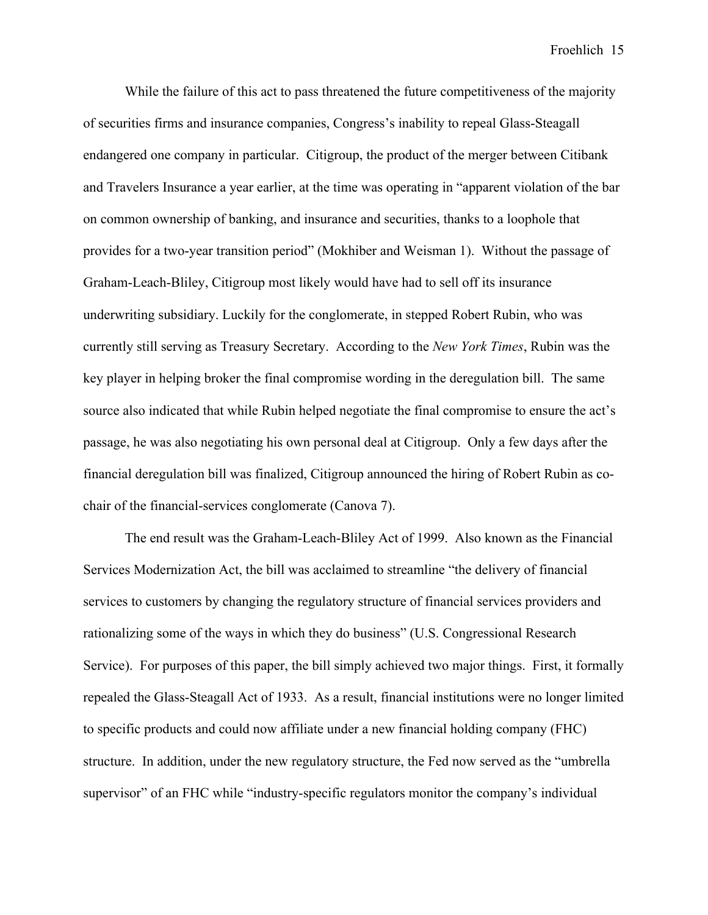While the failure of this act to pass threatened the future competitiveness of the majority of securities firms and insurance companies, Congress's inability to repeal Glass-Steagall endangered one company in particular. Citigroup, the product of the merger between Citibank and Travelers Insurance a year earlier, at the time was operating in "apparent violation of the bar on common ownership of banking, and insurance and securities, thanks to a loophole that provides for a two-year transition period" (Mokhiber and Weisman 1). Without the passage of Graham-Leach-Bliley, Citigroup most likely would have had to sell off its insurance underwriting subsidiary. Luckily for the conglomerate, in stepped Robert Rubin, who was currently still serving as Treasury Secretary. According to the *New York Times*, Rubin was the key player in helping broker the final compromise wording in the deregulation bill. The same source also indicated that while Rubin helped negotiate the final compromise to ensure the act's passage, he was also negotiating his own personal deal at Citigroup. Only a few days after the financial deregulation bill was finalized, Citigroup announced the hiring of Robert Rubin as co-chair of the financial-services conglomerate (Canova 7).

The end result was the Graham-Leach-Bliley Act of 1999. Also known as the Financial Services Modernization Act, the bill was acclaimed to streamline "the delivery of financial services to customers by changing the regulatory structure of financial services providers and rationalizing some of the ways in which they do business" (U.S. Congressional Research Service). For purposes of this paper, the bill simply achieved two major things. First, it formally repealed the Glass-Steagall Act of 1933. As a result, financial institutions were no longer limited to specific products and could now affiliate under a new financial holding company (FHC) structure. In addition, under the new regulatory structure, the Fed now served as the "umbrella supervisor" of an FHC while "industry-specific regulators monitor the company's individual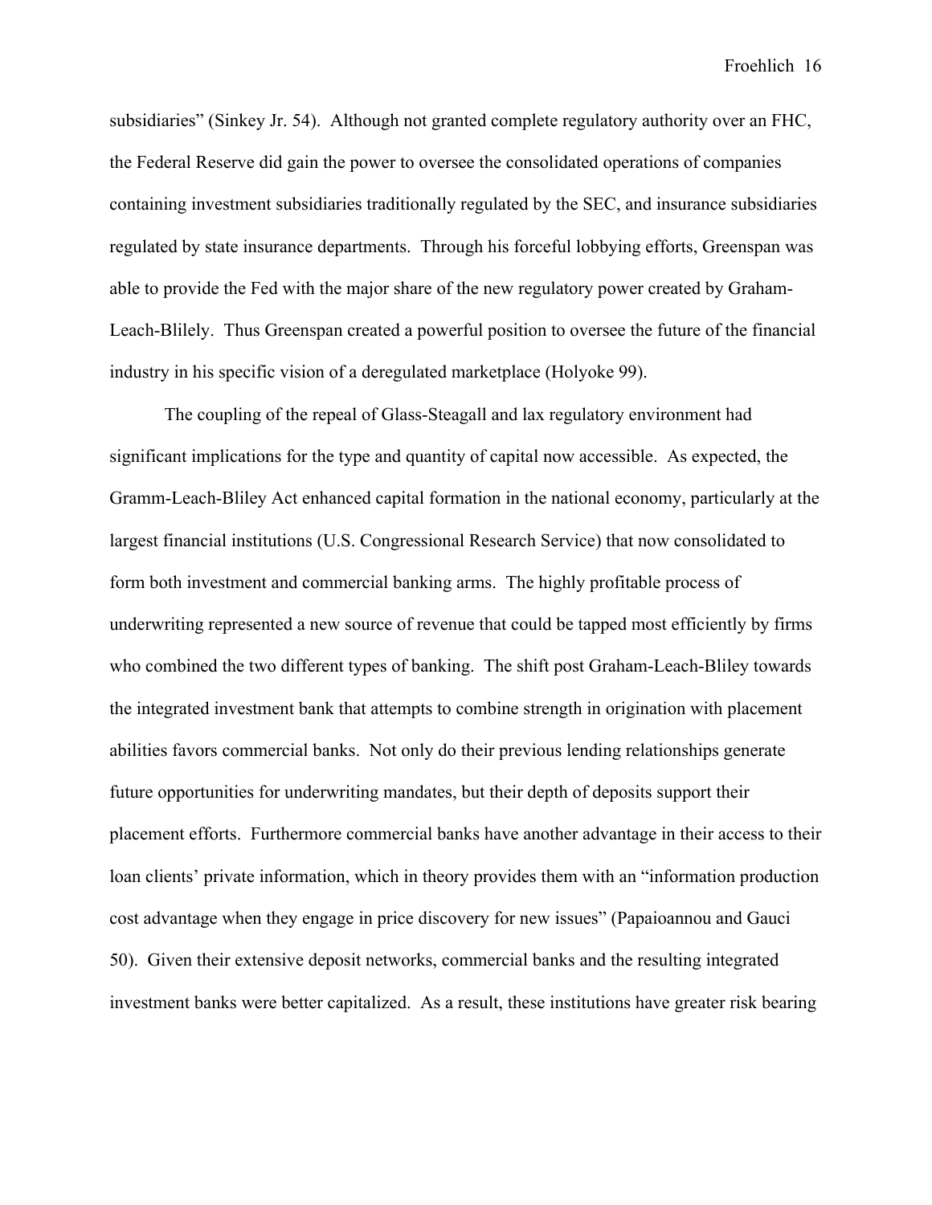subsidiaries" (Sinkey Jr. 54). Although not granted complete regulatory authority over an FHC, the Federal Reserve did gain the power to oversee the consolidated operations of companies containing investment subsidiaries traditionally regulated by the SEC, and insurance subsidiaries regulated by state insurance departments. Through his forceful lobbying efforts, Greenspan was able to provide the Fed with the major share of the new regulatory power created by Graham-Leach-Blilely. Thus Greenspan created a powerful position to oversee the future of the financial industry in his specific vision of a deregulated marketplace (Holyoke 99).

The coupling of the repeal of Glass-Steagall and lax regulatory environment had significant implications for the type and quantity of capital now accessible. As expected, the Gramm-Leach-Bliley Act enhanced capital formation in the national economy, particularly at the largest financial institutions (U.S. Congressional Research Service) that now consolidated to form both investment and commercial banking arms. The highly profitable process of underwriting represented a new source of revenue that could be tapped most efficiently by firms who combined the two different types of banking. The shift post Graham-Leach-Bliley towards the integrated investment bank that attempts to combine strength in origination with placement abilities favors commercial banks. Not only do their previous lending relationships generate future opportunities for underwriting mandates, but their depth of deposits support their placement efforts. Furthermore commercial banks have another advantage in their access to their loan clients' private information, which in theory provides them with an "information production cost advantage when they engage in price discovery for new issues" (Papaioannou and Gauci 50). Given their extensive deposit networks, commercial banks and the resulting integrated investment banks were better capitalized. As a result, these institutions have greater risk bearing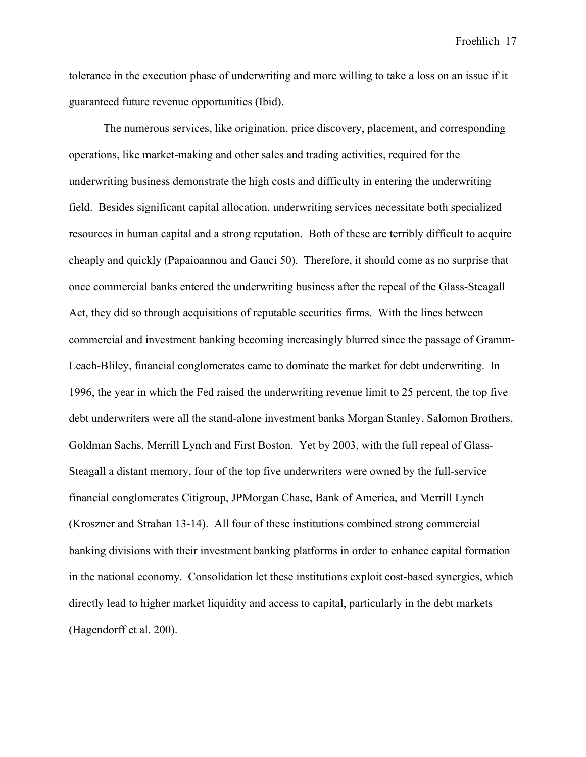tolerance in the execution phase of underwriting and more willing to take a loss on an issue if it guaranteed future revenue opportunities (Ibid).

The numerous services, like origination, price discovery, placement, and corresponding operations, like market-making and other sales and trading activities, required for the underwriting business demonstrate the high costs and difficulty in entering the underwriting field. Besides significant capital allocation, underwriting services necessitate both specialized resources in human capital and a strong reputation. Both of these are terribly difficult to acquire cheaply and quickly (Papaioannou and Gauci 50). Therefore, it should come as no surprise that once commercial banks entered the underwriting business after the repeal of the Glass-Steagall Act, they did so through acquisitions of reputable securities firms. With the lines between commercial and investment banking becoming increasingly blurred since the passage of Gramm-Leach-Bliley, financial conglomerates came to dominate the market for debt underwriting. In 1996, the year in which the Fed raised the underwriting revenue limit to 25 percent, the top five debt underwriters were all the stand-alone investment banks Morgan Stanley, Salomon Brothers, Goldman Sachs, Merrill Lynch and First Boston. Yet by 2003, with the full repeal of Glass-Steagall a distant memory, four of the top five underwriters were owned by the full-service financial conglomerates Citigroup, JPMorgan Chase, Bank of America, and Merrill Lynch (Kroszner and Strahan 13-14). All four of these institutions combined strong commercial banking divisions with their investment banking platforms in order to enhance capital formation in the national economy. Consolidation let these institutions exploit cost-based synergies, which directly lead to higher market liquidity and access to capital, particularly in the debt markets (Hagendorff et al. 200).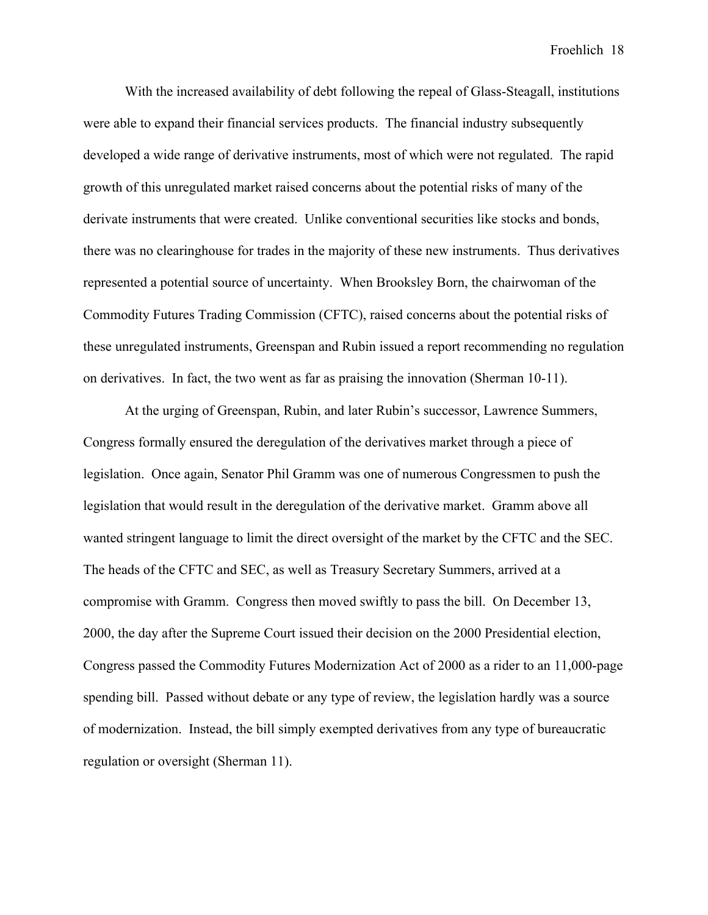With the increased availability of debt following the repeal of Glass-Steagall, institutions were able to expand their financial services products. The financial industry subsequently developed a wide range of derivative instruments, most of which were not regulated. The rapid growth of this unregulated market raised concerns about the potential risks of many of the derivate instruments that were created. Unlike conventional securities like stocks and bonds, there was no clearinghouse for trades in the majority of these new instruments. Thus derivatives represented a potential source of uncertainty. When Brooksley Born, the chairwoman of the Commodity Futures Trading Commission (CFTC), raised concerns about the potential risks of these unregulated instruments, Greenspan and Rubin issued a report recommending no regulation on derivatives. In fact, the two went as far as praising the innovation (Sherman 10-11).

At the urging of Greenspan, Rubin, and later Rubin's successor, Lawrence Summers, Congress formally ensured the deregulation of the derivatives market through a piece of legislation. Once again, Senator Phil Gramm was one of numerous Congressmen to push the legislation that would result in the deregulation of the derivative market. Gramm above all wanted stringent language to limit the direct oversight of the market by the CFTC and the SEC. The heads of the CFTC and SEC, as well as Treasury Secretary Summers, arrived at a compromise with Gramm. Congress then moved swiftly to pass the bill. On December 13, 2000, the day after the Supreme Court issued their decision on the 2000 Presidential election, Congress passed the Commodity Futures Modernization Act of 2000 as a rider to an 11,000-page spending bill. Passed without debate or any type of review, the legislation hardly was a source of modernization. Instead, the bill simply exempted derivatives from any type of bureaucratic regulation or oversight (Sherman 11).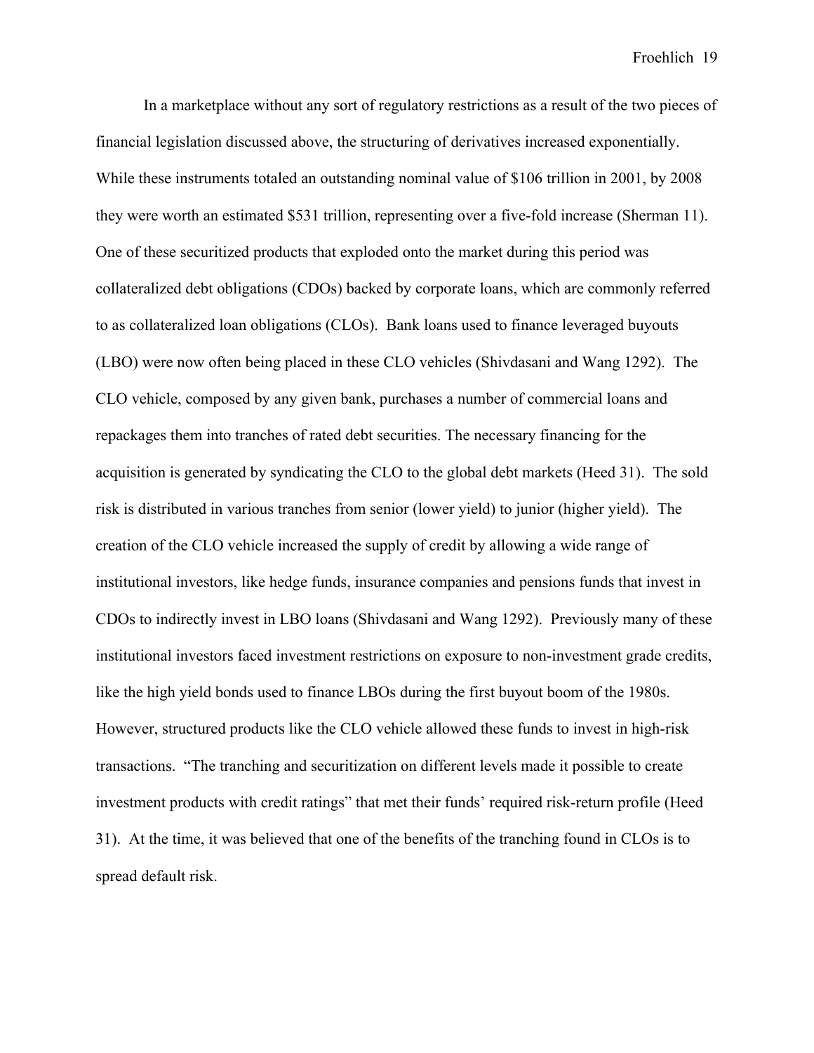In a marketplace without any sort of regulatory restrictions as a result of the two pieces of financial legislation discussed above, the structuring of derivatives increased exponentially. While these instruments totaled an outstanding nominal value of $106 trillion in 2001, by 2008 they were worth an estimated $531 trillion, representing over a five-fold increase (Sherman 11). One of these securitized products that exploded onto the market during this period was collateralized debt obligations (CDOs) backed by corporate loans, which are commonly referred to as collateralized loan obligations (CLOs). Bank loans used to finance leveraged buyouts (LBO) were now often being placed in these CLO vehicles (Shivdasani and Wang 1292). The CLO vehicle, composed by any given bank, purchases a number of commercial loans and repackages them into tranches of rated debt securities. The necessary financing for the acquisition is generated by syndicating the CLO to the global debt markets (Heed 31). The sold risk is distributed in various tranches from senior (lower yield) to junior (higher yield). The creation of the CLO vehicle increased the supply of credit by allowing a wide range of institutional investors, like hedge funds, insurance companies and pensions funds that invest in CDOs to indirectly invest in LBO loans (Shivdasani and Wang 1292). Previously many of these institutional investors faced investment restrictions on exposure to non-investment grade credits, like the high yield bonds used to finance LBOs during the first buyout boom of the 1980s. However, structured products like the CLO vehicle allowed these funds to invest in high-risk transactions. "The tranching and securitization on different levels made it possible to create investment products with credit ratings" that met their funds' required risk-return profile (Heed 31). At the time, it was believed that one of the benefits of the tranching found in CLOs is to spread default risk.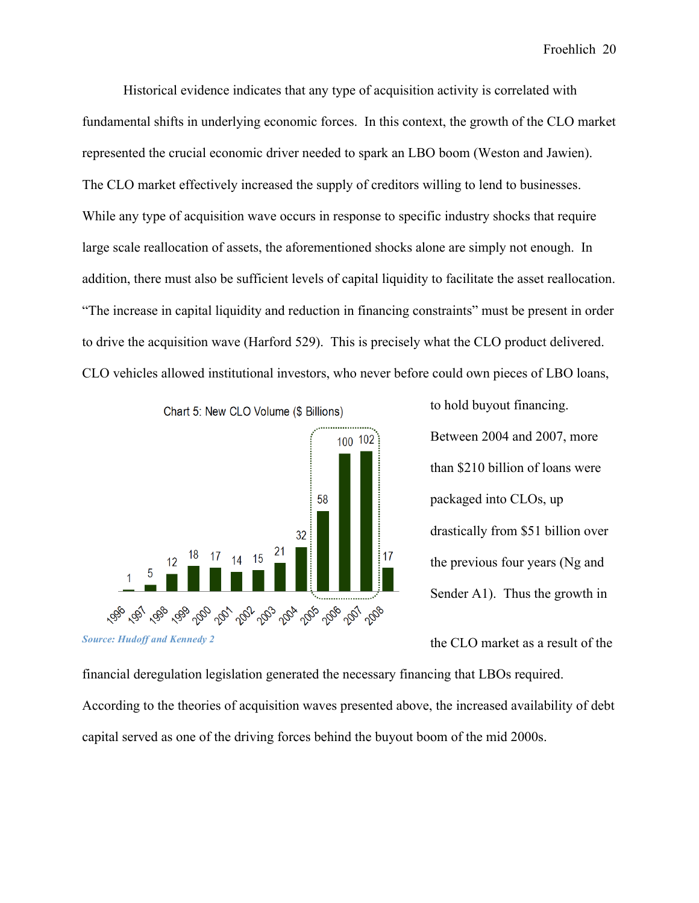Historical evidence indicates that any type of acquisition activity is correlated with fundamental shifts in underlying economic forces. In this context, the growth of the CLO market represented the crucial economic driver needed to spark an LBO boom (Weston and Jawien). The CLO market effectively increased the supply of creditors willing to lend to businesses. While any type of acquisition wave occurs in response to specific industry shocks that require large scale reallocation of assets, the aforementioned shocks alone are simply not enough. In addition, there must also be sufficient levels of capital liquidity to facilitate the asset reallocation. "The increase in capital liquidity and reduction in financing constraints" must be present in order to drive the acquisition wave (Harford 529). This is precisely what the CLO product delivered. CLO vehicles allowed institutional investors, who never before could own pieces of LBO loans, to hold buyout financing. Between 2004 and 2007, more than $210 billion of loans were packaged into CLOs, up drastically from $51 billion over the previous four years (Ng and Sender A1). Thus the growth in the CLO market as a result of the financial deregulation legislation generated the necessary financing that LBOs required. According to the theories of acquisition waves presented above, the increased availability of debt capital served as one of the driving forces behind the buyout boom of the mid 2000s.

Chart 5: New CLO Volume ($ Billions)

| Year | 1996 | 1997 | 1998 | 1999 | 2000 | 2001 | 2002 | 2003 | 2004 | 2005 | 2006 | 2007 | 2008 |
|---|---|---|---|---|---|---|---|---|---|---|---|---|---|
| Volume | 1 | 5 | 12 | 18 | 17 | 14 | 15 | 21 | 32 | 58 | 100 | 102 | 17 |

*Source: Hudoff and Kennedy 2*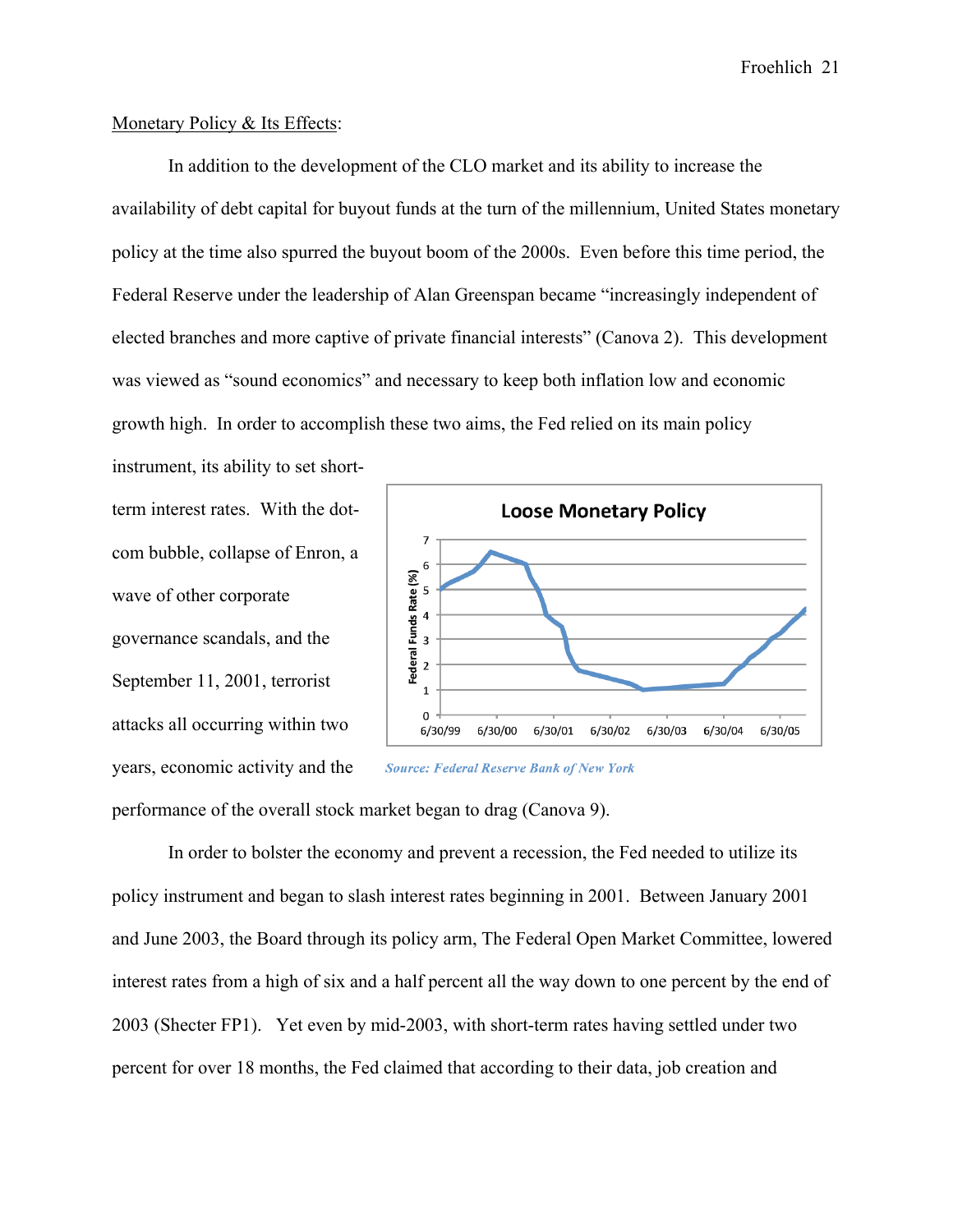Monetary Policy & Its Effects:

In addition to the development of the CLO market and its ability to increase the availability of debt capital for buyout funds at the turn of the millennium, United States monetary policy at the time also spurred the buyout boom of the 2000s. Even before this time period, the Federal Reserve under the leadership of Alan Greenspan became "increasingly independent of elected branches and more captive of private financial interests" (Canova 2). This development was viewed as "sound economics" and necessary to keep both inflation low and economic growth high. In order to accomplish these two aims, the Fed relied on its main policy instrument, its ability to set short-term interest rates. With the dot-com bubble, collapse of Enron, a wave of other corporate governance scandals, and the September 11, 2001, terrorist attacks all occurring within two years, economic activity and the performance of the overall stock market began to drag (Canova 9).

*Source: Federal Reserve Bank of New York*

In order to bolster the economy and prevent a recession, the Fed needed to utilize its policy instrument and began to slash interest rates beginning in 2001. Between January 2001 and June 2003, the Board through its policy arm, The Federal Open Market Committee, lowered interest rates from a high of six and a half percent all the way down to one percent by the end of 2003 (Shecter FP1). Yet even by mid-2003, with short-term rates having settled under two percent for over 18 months, the Fed claimed that according to their data, job creation and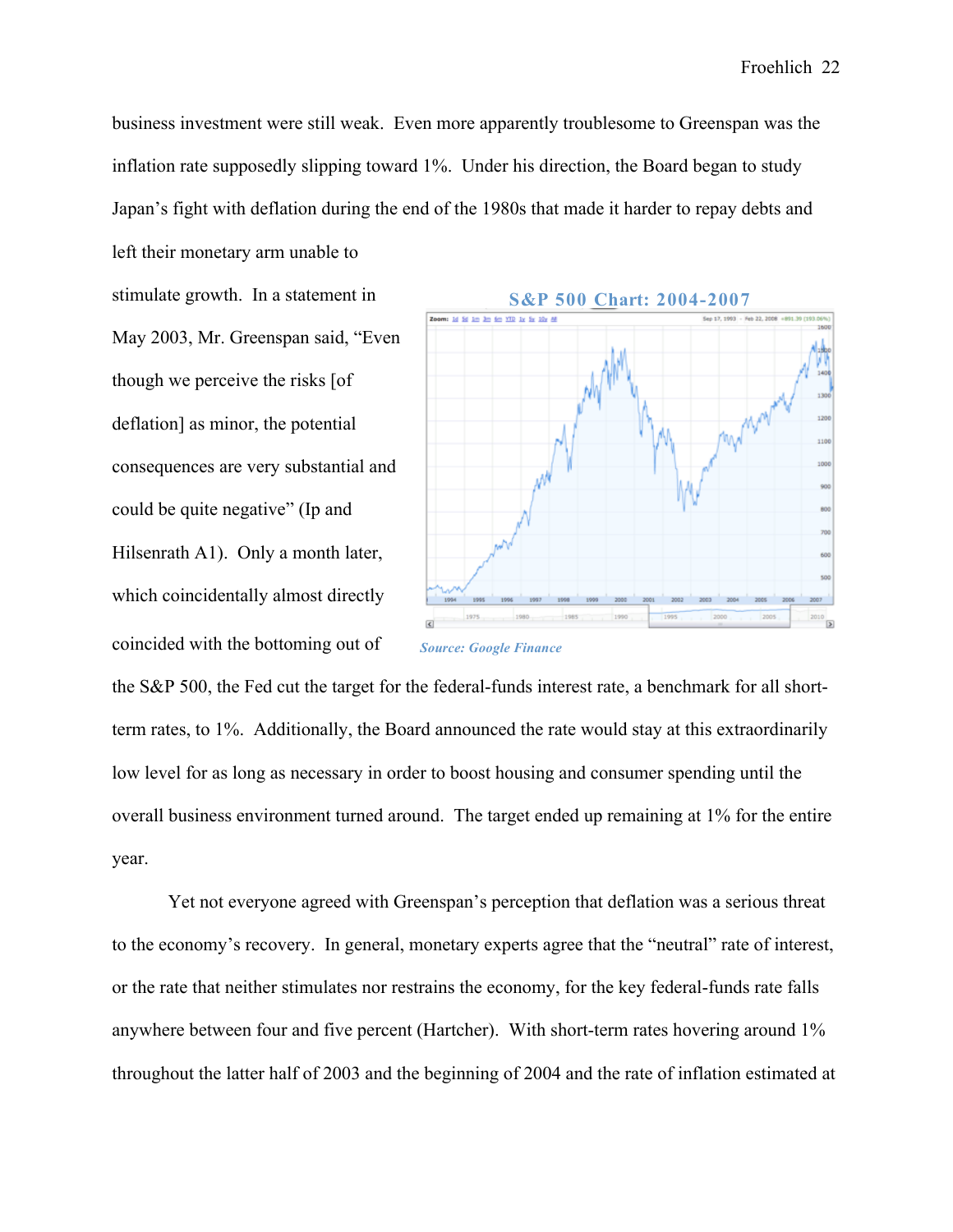business investment were still weak. Even more apparently troublesome to Greenspan was the inflation rate supposedly slipping toward 1%. Under his direction, the Board began to study Japan's fight with deflation during the end of the 1980s that made it harder to repay debts and left their monetary arm unable to stimulate growth. In a statement in May 2003, Mr. Greenspan said, "Even though we perceive the risks [of deflation] as minor, the potential consequences are very substantial and could be quite negative" (Ip and Hilsenrath A1). Only a month later, which coincidentally almost directly coincided with the bottoming out of the S&P 500, the Fed cut the target for the federal-funds interest rate, a benchmark for all short-term rates, to 1%. Additionally, the Board announced the rate would stay at this extraordinarily low level for as long as necessary in order to boost housing and consumer spending until the overall business environment turned around. The target ended up remaining at 1% for the entire year.

**S&P 500 Chart: 2004-2007**

*Source: Google Finance*

Yet not everyone agreed with Greenspan's perception that deflation was a serious threat to the economy's recovery. In general, monetary experts agree that the "neutral" rate of interest, or the rate that neither stimulates nor restrains the economy, for the key federal-funds rate falls anywhere between four and five percent (Hartcher). With short-term rates hovering around 1% throughout the latter half of 2003 and the beginning of 2004 and the rate of inflation estimated at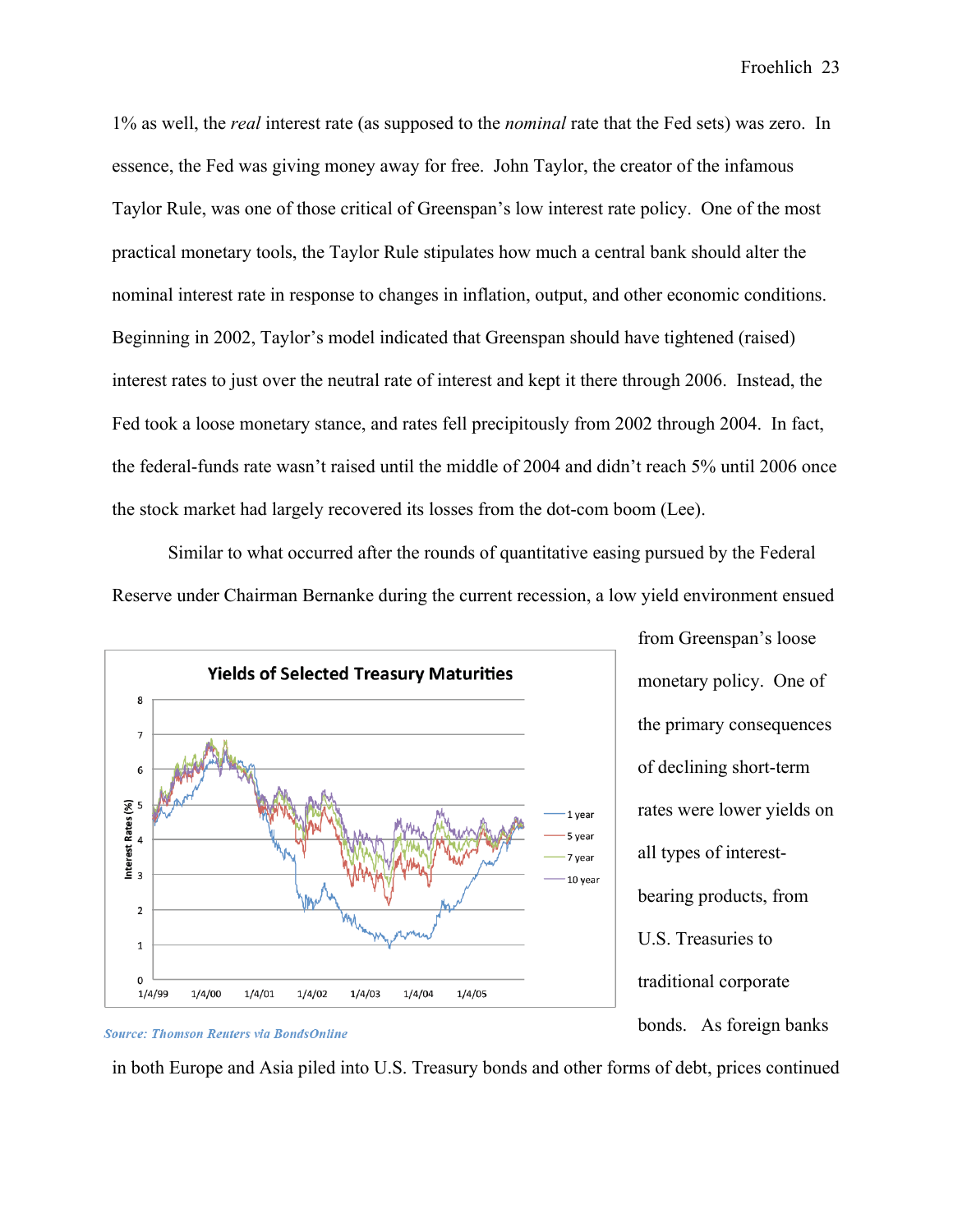1% as well, the *real* interest rate (as supposed to the *nominal* rate that the Fed sets) was zero. In essence, the Fed was giving money away for free. John Taylor, the creator of the infamous Taylor Rule, was one of those critical of Greenspan's low interest rate policy. One of the most practical monetary tools, the Taylor Rule stipulates how much a central bank should alter the nominal interest rate in response to changes in inflation, output, and other economic conditions. Beginning in 2002, Taylor's model indicated that Greenspan should have tightened (raised) interest rates to just over the neutral rate of interest and kept it there through 2006. Instead, the Fed took a loose monetary stance, and rates fell precipitously from 2002 through 2004. In fact, the federal-funds rate wasn't raised until the middle of 2004 and didn't reach 5% until 2006 once the stock market had largely recovered its losses from the dot-com boom (Lee).

Similar to what occurred after the rounds of quantitative easing pursued by the Federal Reserve under Chairman Bernanke during the current recession, a low yield environment ensued from Greenspan's loose monetary policy. One of the primary consequences of declining short-term rates were lower yields on all types of interest-bearing products, from U.S. Treasuries to traditional corporate bonds. As foreign banks in both Europe and Asia piled into U.S. Treasury bonds and other forms of debt, prices continued

*Source: Thomson Reuters via BondsOnline*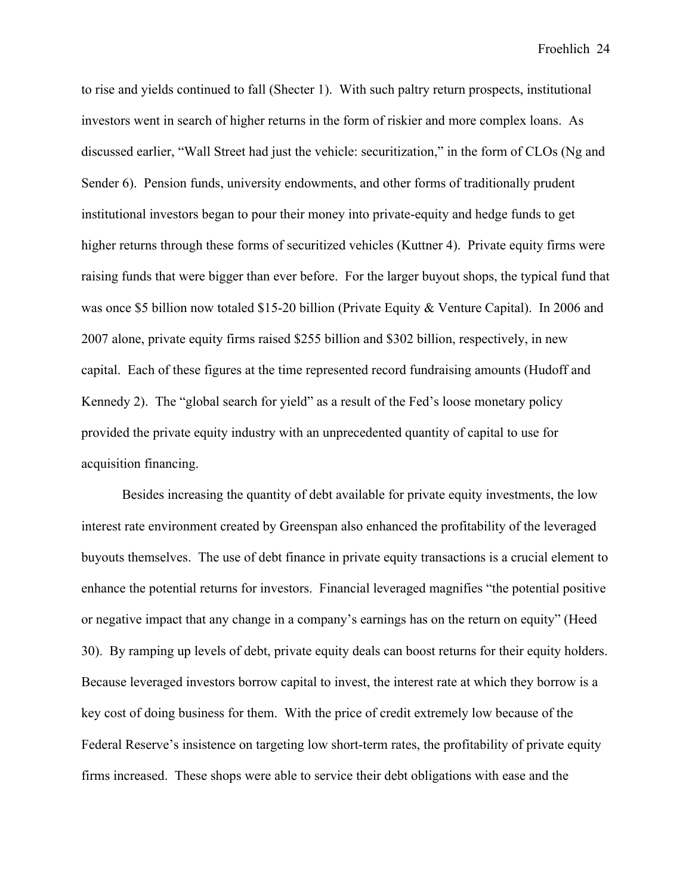to rise and yields continued to fall (Shecter 1). With such paltry return prospects, institutional investors went in search of higher returns in the form of riskier and more complex loans. As discussed earlier, "Wall Street had just the vehicle: securitization," in the form of CLOs (Ng and Sender 6). Pension funds, university endowments, and other forms of traditionally prudent institutional investors began to pour their money into private-equity and hedge funds to get higher returns through these forms of securitized vehicles (Kuttner 4). Private equity firms were raising funds that were bigger than ever before. For the larger buyout shops, the typical fund that was once $5 billion now totaled $15-20 billion (Private Equity & Venture Capital). In 2006 and 2007 alone, private equity firms raised $255 billion and $302 billion, respectively, in new capital. Each of these figures at the time represented record fundraising amounts (Hudoff and Kennedy 2). The "global search for yield" as a result of the Fed's loose monetary policy provided the private equity industry with an unprecedented quantity of capital to use for acquisition financing.

Besides increasing the quantity of debt available for private equity investments, the low interest rate environment created by Greenspan also enhanced the profitability of the leveraged buyouts themselves. The use of debt finance in private equity transactions is a crucial element to enhance the potential returns for investors. Financial leveraged magnifies "the potential positive or negative impact that any change in a company's earnings has on the return on equity" (Heed 30). By ramping up levels of debt, private equity deals can boost returns for their equity holders. Because leveraged investors borrow capital to invest, the interest rate at which they borrow is a key cost of doing business for them. With the price of credit extremely low because of the Federal Reserve's insistence on targeting low short-term rates, the profitability of private equity firms increased. These shops were able to service their debt obligations with ease and the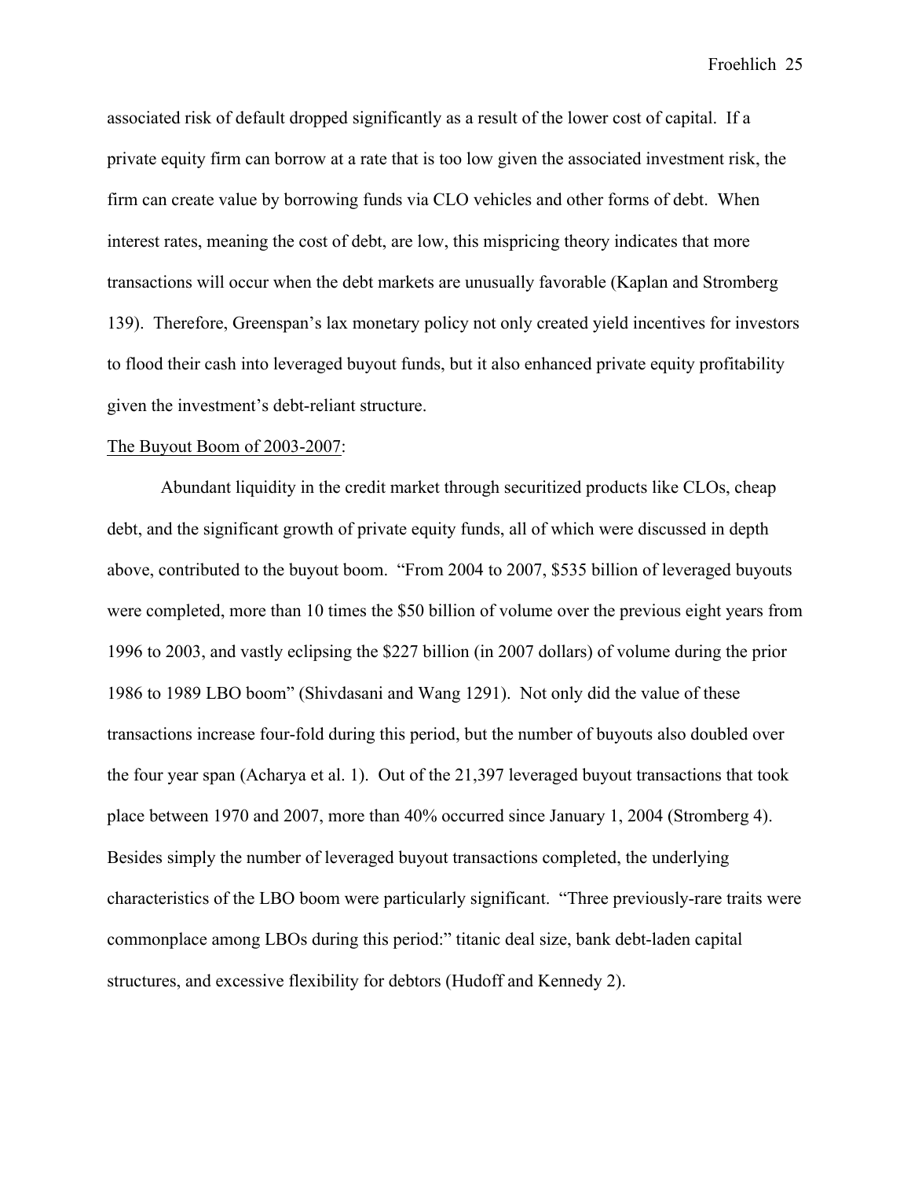associated risk of default dropped significantly as a result of the lower cost of capital. If a private equity firm can borrow at a rate that is too low given the associated investment risk, the firm can create value by borrowing funds via CLO vehicles and other forms of debt. When interest rates, meaning the cost of debt, are low, this mispricing theory indicates that more transactions will occur when the debt markets are unusually favorable (Kaplan and Stromberg 139). Therefore, Greenspan's lax monetary policy not only created yield incentives for investors to flood their cash into leveraged buyout funds, but it also enhanced private equity profitability given the investment's debt-reliant structure.

<u>The Buyout Boom of 2003-2007</u>:

Abundant liquidity in the credit market through securitized products like CLOs, cheap debt, and the significant growth of private equity funds, all of which were discussed in depth above, contributed to the buyout boom. "From 2004 to 2007, $535 billion of leveraged buyouts were completed, more than 10 times the $50 billion of volume over the previous eight years from 1996 to 2003, and vastly eclipsing the $227 billion (in 2007 dollars) of volume during the prior 1986 to 1989 LBO boom" (Shivdasani and Wang 1291). Not only did the value of these transactions increase four-fold during this period, but the number of buyouts also doubled over the four year span (Acharya et al. 1). Out of the 21,397 leveraged buyout transactions that took place between 1970 and 2007, more than 40% occurred since January 1, 2004 (Stromberg 4). Besides simply the number of leveraged buyout transactions completed, the underlying characteristics of the LBO boom were particularly significant. "Three previously-rare traits were commonplace among LBOs during this period:" titanic deal size, bank debt-laden capital structures, and excessive flexibility for debtors (Hudoff and Kennedy 2).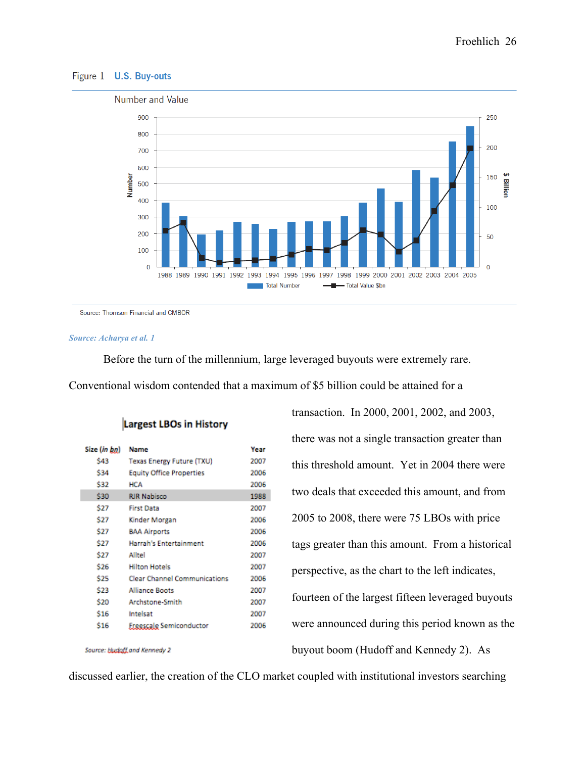Figure 1 **U.S. Buy-outs**

Number and Value

Source: Thomson Financial and CMBOR

*Source: Acharya et al. 1*

Before the turn of the millennium, large leveraged buyouts were extremely rare. Conventional wisdom contended that a maximum of $5 billion could be attained for a transaction. In 2000, 2001, 2002, and 2003, there was not a single transaction greater than this threshold amount. Yet in 2004 there were two deals that exceeded this amount, and from 2005 to 2008, there were 75 LBOs with price tags greater than this amount. From a historical perspective, as the chart to the left indicates, fourteen of the largest fifteen leveraged buyouts were announced during this period known as the buyout boom (Hudoff and Kennedy 2). As discussed earlier, the creation of the CLO market coupled with institutional investors searching

**Largest LBOs in History**

| Size (*in bn*) | Name | Year |
|---|---|---|
| $43 | Texas Energy Future (TXU) | 2007 |
| $34 | Equity Office Properties | 2006 |
| $32 | HCA | 2006 |
| $30 | RJR Nabisco | 1988 |
| $27 | First Data | 2007 |
| $27 | Kinder Morgan | 2006 |
| $27 | BAA Airports | 2006 |
| $27 | Harrah's Entertainment | 2006 |
| $27 | Alltel | 2007 |
| $26 | Hilton Hotels | 2007 |
| $25 | Clear Channel Communications | 2006 |
| $23 | Alliance Boots | 2007 |
| $20 | Archstone-Smith | 2007 |
| $16 | Intelsat | 2007 |
| $16 | Freescale Semiconductor | 2006 |

*Source: Hudoff and Kennedy 2*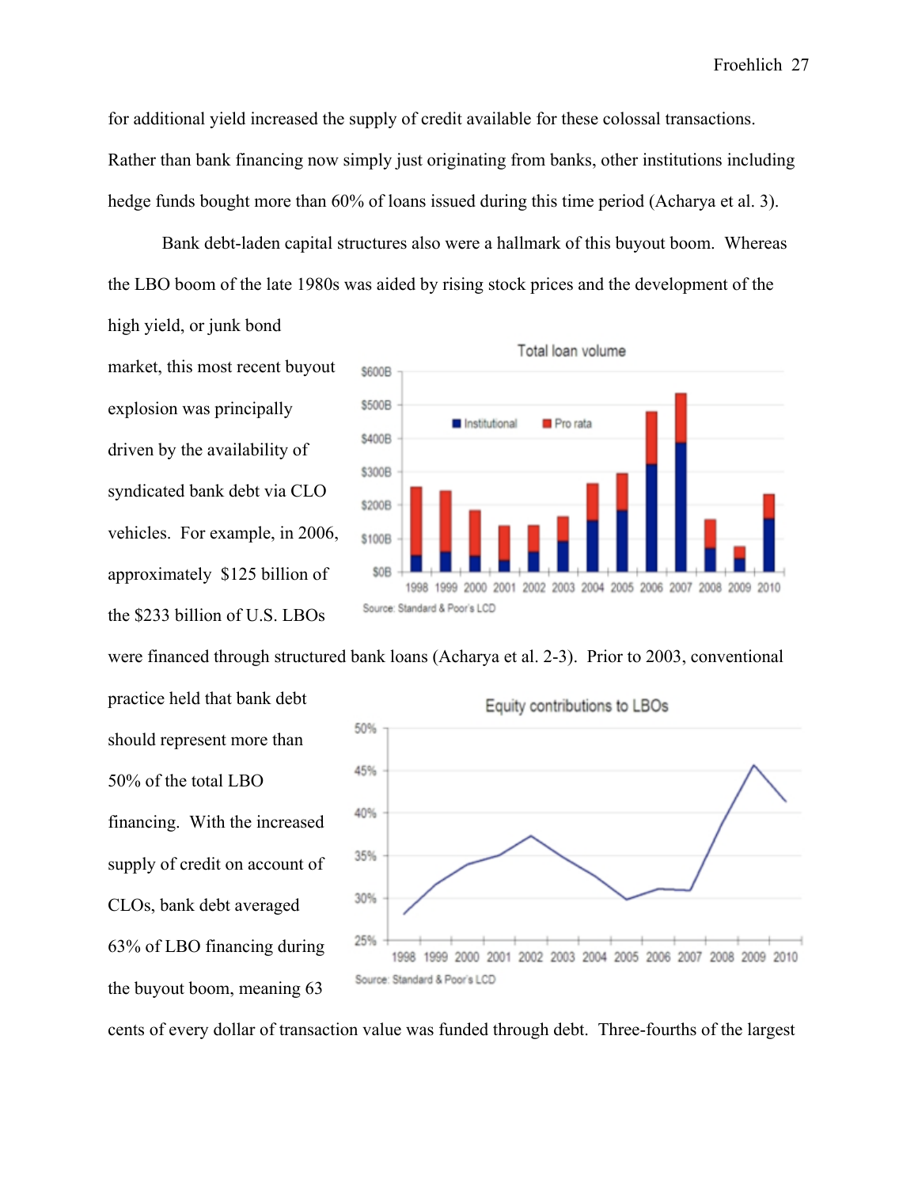for additional yield increased the supply of credit available for these colossal transactions. Rather than bank financing now simply just originating from banks, other institutions including hedge funds bought more than 60% of loans issued during this time period (Acharya et al. 3).

Bank debt-laden capital structures also were a hallmark of this buyout boom. Whereas the LBO boom of the late 1980s was aided by rising stock prices and the development of the high yield, or junk bond market, this most recent buyout explosion was principally driven by the availability of syndicated bank debt via CLO vehicles. For example, in 2006, approximately $125 billion of the $233 billion of U.S. LBOs were financed through structured bank loans (Acharya et al. 2-3). Prior to 2003, conventional practice held that bank debt should represent more than 50% of the total LBO financing. With the increased supply of credit on account of CLOs, bank debt averaged 63% of LBO financing during the buyout boom, meaning 63 cents of every dollar of transaction value was funded through debt. Three-fourths of the largest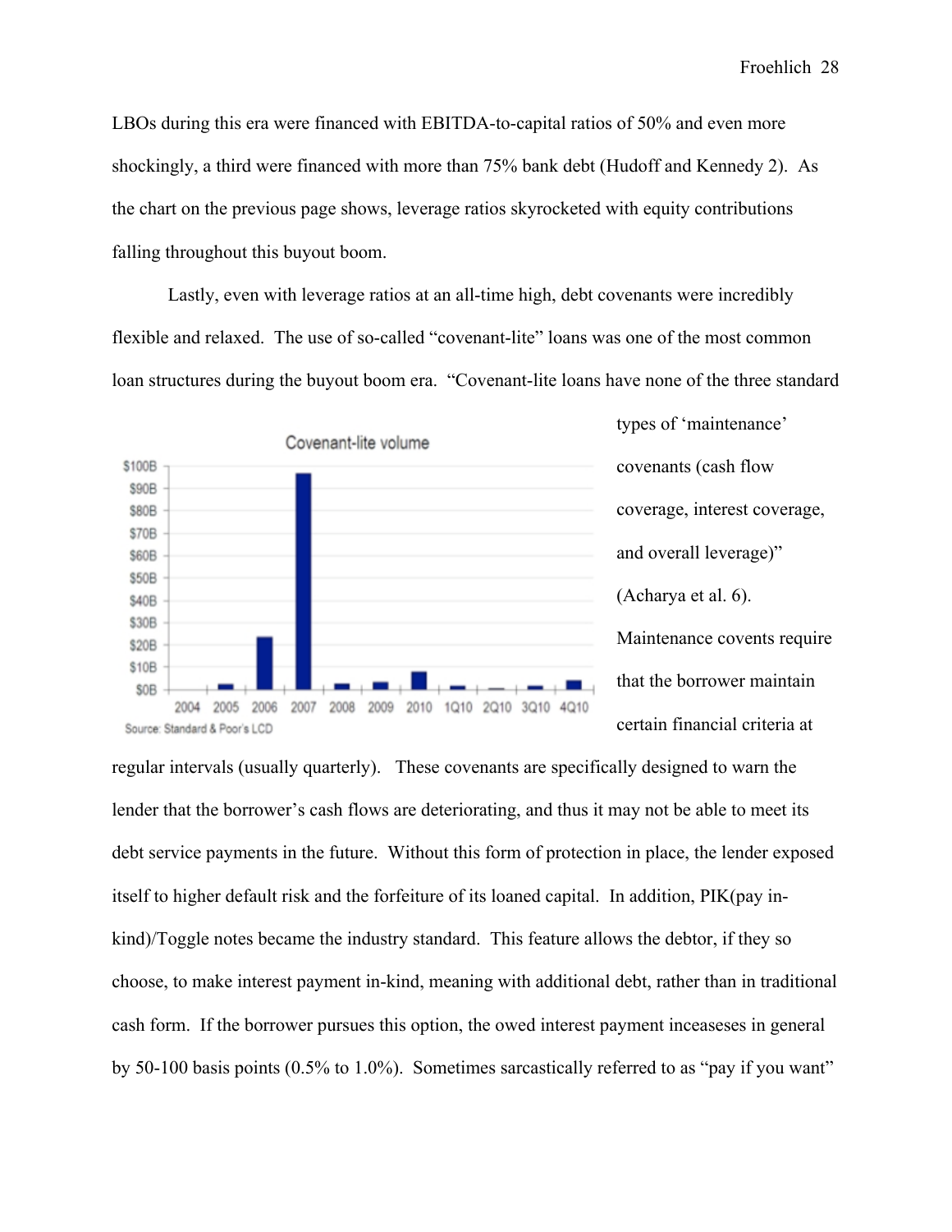LBOs during this era were financed with EBITDA-to-capital ratios of 50% and even more shockingly, a third were financed with more than 75% bank debt (Hudoff and Kennedy 2). As the chart on the previous page shows, leverage ratios skyrocketed with equity contributions falling throughout this buyout boom.

Lastly, even with leverage ratios at an all-time high, debt covenants were incredibly flexible and relaxed. The use of so-called "covenant-lite" loans was one of the most common loan structures during the buyout boom era. "Covenant-lite loans have none of the three standard types of 'maintenance' covenants (cash flow coverage, interest coverage, and overall leverage)" (Acharya et al. 6). Maintenance covents require that the borrower maintain certain financial criteria at regular intervals (usually quarterly). These covenants are specifically designed to warn the lender that the borrower's cash flows are deteriorating, and thus it may not be able to meet its debt service payments in the future. Without this form of protection in place, the lender exposed itself to higher default risk and the forfeiture of its loaned capital. In addition, PIK(pay in-kind)/Toggle notes became the industry standard. This feature allows the debtor, if they so choose, to make interest payment in-kind, meaning with additional debt, rather than in traditional cash form. If the borrower pursues this option, the owed interest payment inceaseses in general by 50-100 basis points (0.5% to 1.0%). Sometimes sarcastically referred to as "pay if you want"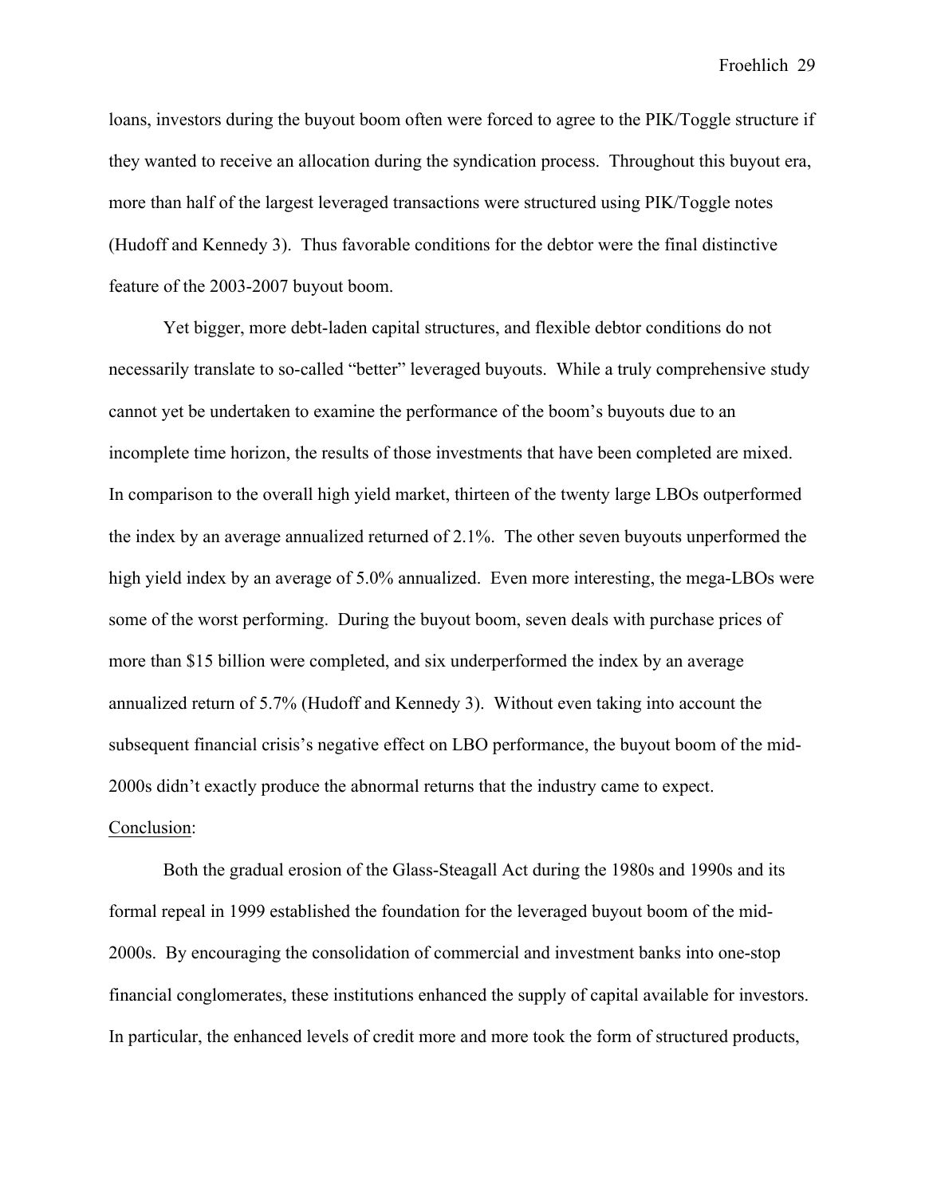loans, investors during the buyout boom often were forced to agree to the PIK/Toggle structure if they wanted to receive an allocation during the syndication process. Throughout this buyout era, more than half of the largest leveraged transactions were structured using PIK/Toggle notes (Hudoff and Kennedy 3). Thus favorable conditions for the debtor were the final distinctive feature of the 2003-2007 buyout boom.

Yet bigger, more debt-laden capital structures, and flexible debtor conditions do not necessarily translate to so-called "better" leveraged buyouts. While a truly comprehensive study cannot yet be undertaken to examine the performance of the boom's buyouts due to an incomplete time horizon, the results of those investments that have been completed are mixed. In comparison to the overall high yield market, thirteen of the twenty large LBOs outperformed the index by an average annualized returned of 2.1%. The other seven buyouts unperformed the high yield index by an average of 5.0% annualized. Even more interesting, the mega-LBOs were some of the worst performing. During the buyout boom, seven deals with purchase prices of more than $15 billion were completed, and six underperformed the index by an average annualized return of 5.7% (Hudoff and Kennedy 3). Without even taking into account the subsequent financial crisis's negative effect on LBO performance, the buyout boom of the mid-2000s didn't exactly produce the abnormal returns that the industry came to expect.

<u>Conclusion</u>:

Both the gradual erosion of the Glass-Steagall Act during the 1980s and 1990s and its formal repeal in 1999 established the foundation for the leveraged buyout boom of the mid-2000s. By encouraging the consolidation of commercial and investment banks into one-stop financial conglomerates, these institutions enhanced the supply of capital available for investors. In particular, the enhanced levels of credit more and more took the form of structured products,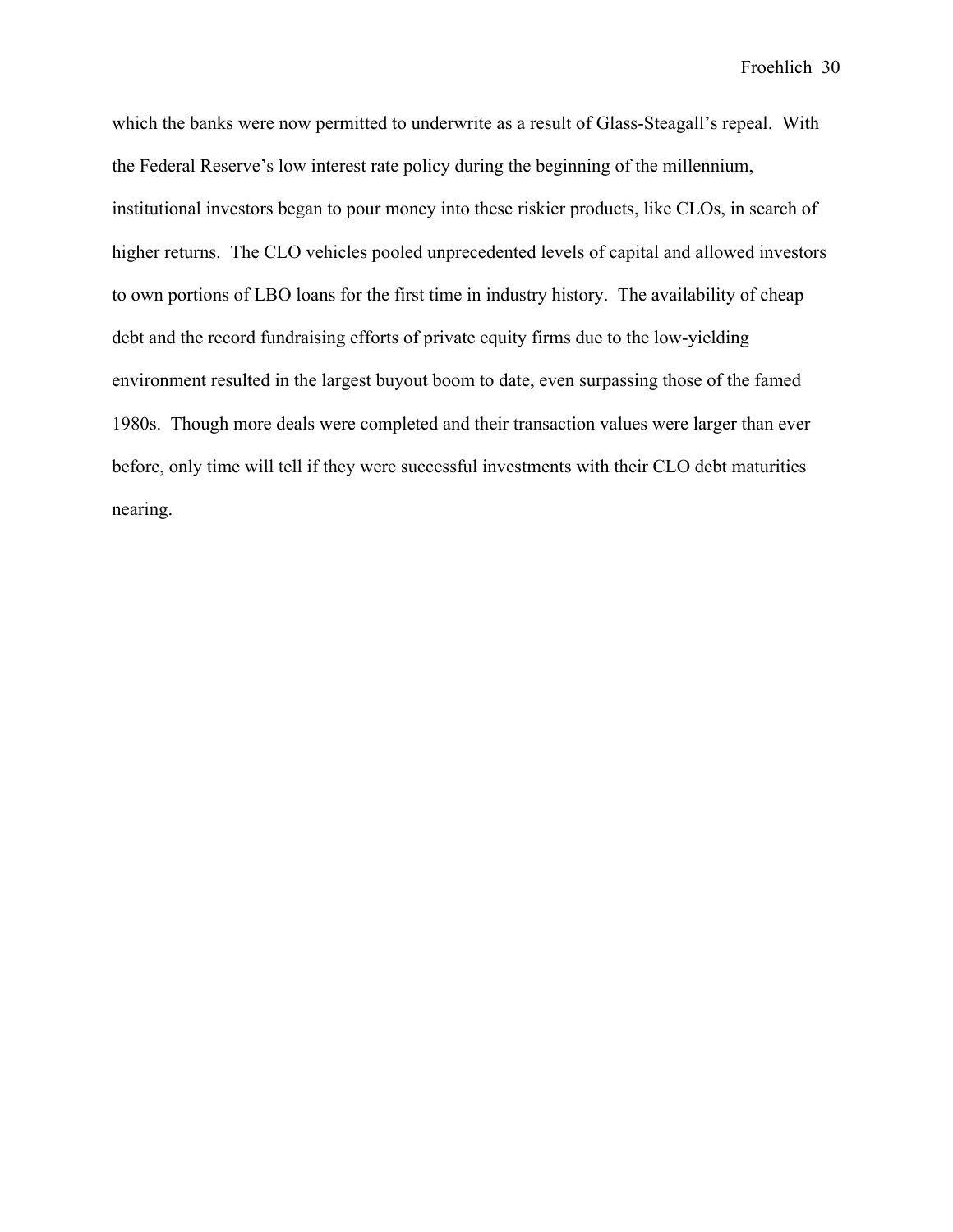which the banks were now permitted to underwrite as a result of Glass-Steagall's repeal. With the Federal Reserve's low interest rate policy during the beginning of the millennium, institutional investors began to pour money into these riskier products, like CLOs, in search of higher returns. The CLO vehicles pooled unprecedented levels of capital and allowed investors to own portions of LBO loans for the first time in industry history. The availability of cheap debt and the record fundraising efforts of private equity firms due to the low-yielding environment resulted in the largest buyout boom to date, even surpassing those of the famed 1980s. Though more deals were completed and their transaction values were larger than ever before, only time will tell if they were successful investments with their CLO debt maturities nearing.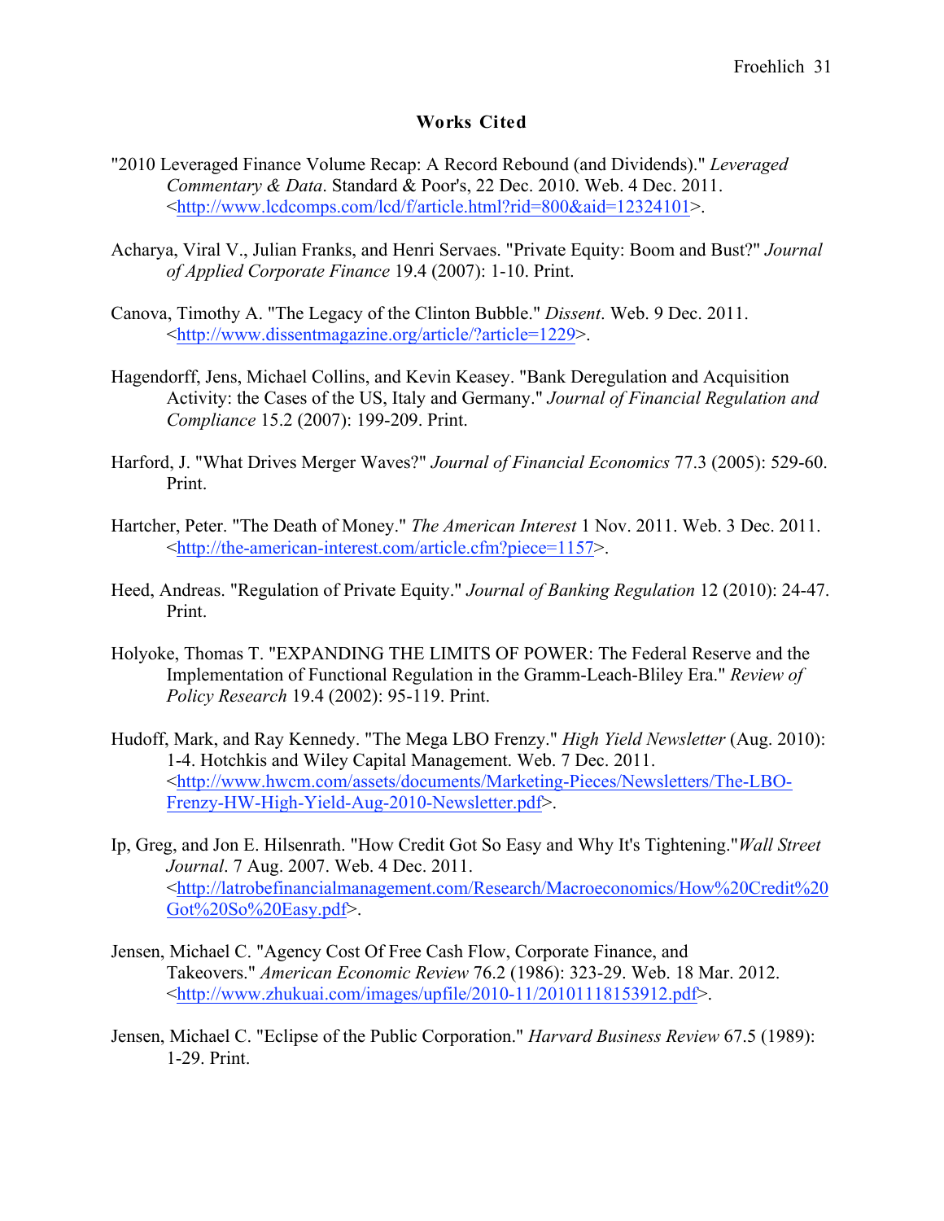## Works Cited

"2010 Leveraged Finance Volume Recap: A Record Rebound (and Dividends)." *Leveraged Commentary & Data*. Standard & Poor's, 22 Dec. 2010. Web. 4 Dec. 2011. <http://www.lcdcomps.com/lcd/f/article.html?rid=800&aid=12324101>.

Acharya, Viral V., Julian Franks, and Henri Servaes. "Private Equity: Boom and Bust?" *Journal of Applied Corporate Finance* 19.4 (2007): 1-10. Print.

Canova, Timothy A. "The Legacy of the Clinton Bubble." *Dissent*. Web. 9 Dec. 2011. <http://www.dissentmagazine.org/article/?article=1229>.

Hagendorff, Jens, Michael Collins, and Kevin Keasey. "Bank Deregulation and Acquisition Activity: the Cases of the US, Italy and Germany." *Journal of Financial Regulation and Compliance* 15.2 (2007): 199-209. Print.

Harford, J. "What Drives Merger Waves?" *Journal of Financial Economics* 77.3 (2005): 529-60. Print.

Hartcher, Peter. "The Death of Money." *The American Interest* 1 Nov. 2011. Web. 3 Dec. 2011. <http://the-american-interest.com/article.cfm?piece=1157>.

Heed, Andreas. "Regulation of Private Equity." *Journal of Banking Regulation* 12 (2010): 24-47. Print.

Holyoke, Thomas T. "EXPANDING THE LIMITS OF POWER: The Federal Reserve and the Implementation of Functional Regulation in the Gramm-Leach-Bliley Era." *Review of Policy Research* 19.4 (2002): 95-119. Print.

Hudoff, Mark, and Ray Kennedy. "The Mega LBO Frenzy." *High Yield Newsletter* (Aug. 2010): 1-4. Hotchkis and Wiley Capital Management. Web. 7 Dec. 2011. <http://www.hwcm.com/assets/documents/Marketing-Pieces/Newsletters/The-LBO-Frenzy-HW-High-Yield-Aug-2010-Newsletter.pdf>.

Ip, Greg, and Jon E. Hilsenrath. "How Credit Got So Easy and Why It's Tightening."*Wall Street Journal*. 7 Aug. 2007. Web. 4 Dec. 2011. <http://latrobefinancialmanagement.com/Research/Macroeconomics/How%20Credit%20Got%20So%20Easy.pdf>.

Jensen, Michael C. "Agency Cost Of Free Cash Flow, Corporate Finance, and Takeovers." *American Economic Review* 76.2 (1986): 323-29. Web. 18 Mar. 2012. <http://www.zhukuai.com/images/upfile/2010-11/20101118153912.pdf>.

Jensen, Michael C. "Eclipse of the Public Corporation." *Harvard Business Review* 67.5 (1989): 1-29. Print.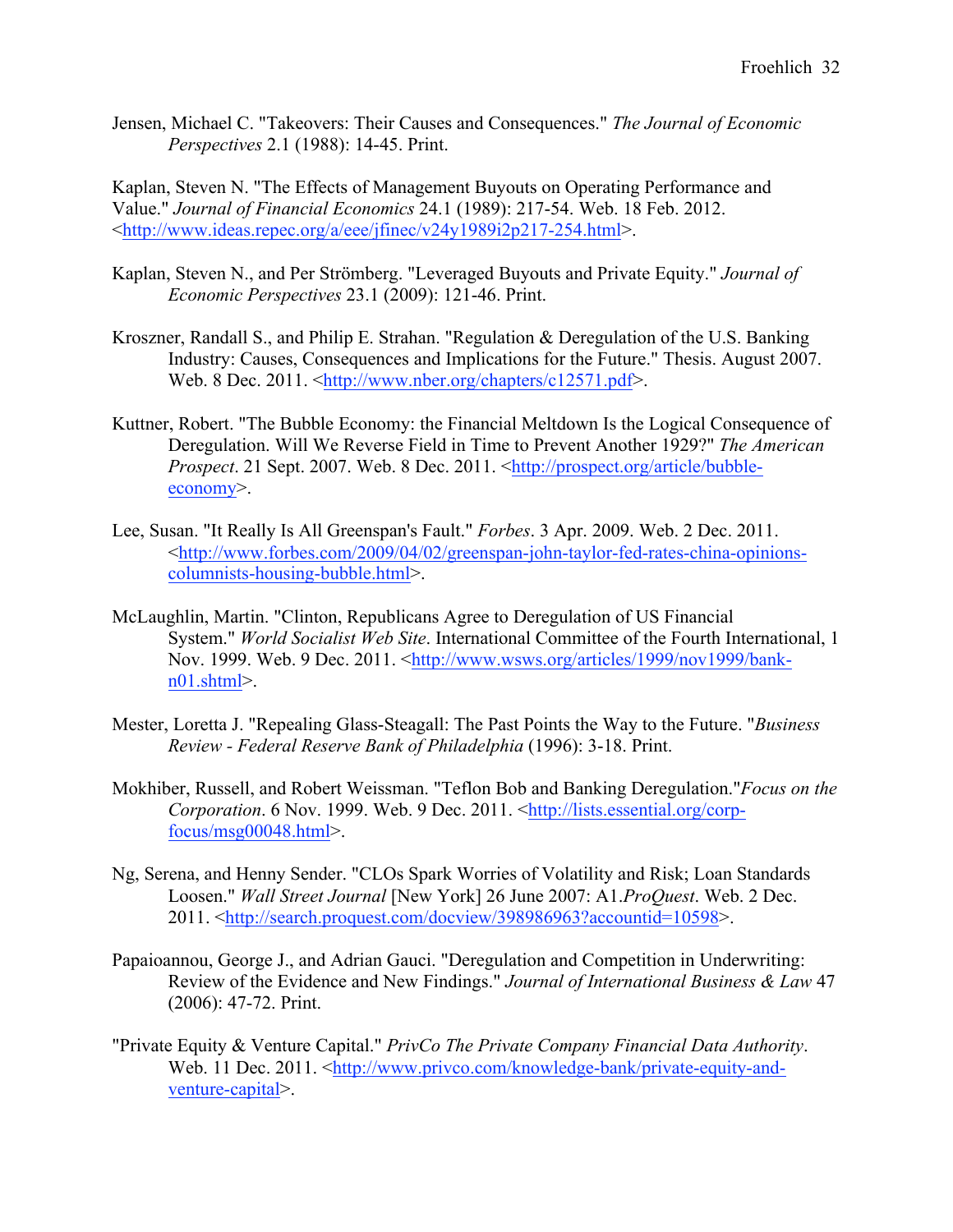Jensen, Michael C. "Takeovers: Their Causes and Consequences." *The Journal of Economic Perspectives* 2.1 (1988): 14-45. Print.

Kaplan, Steven N. "The Effects of Management Buyouts on Operating Performance and Value." *Journal of Financial Economics* 24.1 (1989): 217-54. Web. 18 Feb. 2012. <http://www.ideas.repec.org/a/eee/jfinec/v24y1989i2p217-254.html>.

Kaplan, Steven N., and Per Strömberg. "Leveraged Buyouts and Private Equity." *Journal of Economic Perspectives* 23.1 (2009): 121-46. Print.

Kroszner, Randall S., and Philip E. Strahan. "Regulation & Deregulation of the U.S. Banking Industry: Causes, Consequences and Implications for the Future." Thesis. August 2007. Web. 8 Dec. 2011. <http://www.nber.org/chapters/c12571.pdf>.

Kuttner, Robert. "The Bubble Economy: the Financial Meltdown Is the Logical Consequence of Deregulation. Will We Reverse Field in Time to Prevent Another 1929?" *The American Prospect*. 21 Sept. 2007. Web. 8 Dec. 2011. <http://prospect.org/article/bubble-economy>.

Lee, Susan. "It Really Is All Greenspan's Fault." *Forbes*. 3 Apr. 2009. Web. 2 Dec. 2011. <http://www.forbes.com/2009/04/02/greenspan-john-taylor-fed-rates-china-opinions-columnists-housing-bubble.html>.

McLaughlin, Martin. "Clinton, Republicans Agree to Deregulation of US Financial System." *World Socialist Web Site*. International Committee of the Fourth International, 1 Nov. 1999. Web. 9 Dec. 2011. <http://www.wsws.org/articles/1999/nov1999/bank-n01.shtml>.

Mester, Loretta J. "Repealing Glass-Steagall: The Past Points the Way to the Future. "*Business Review - Federal Reserve Bank of Philadelphia* (1996): 3-18. Print.

Mokhiber, Russell, and Robert Weissman. "Teflon Bob and Banking Deregulation."*Focus on the Corporation*. 6 Nov. 1999. Web. 9 Dec. 2011. <http://lists.essential.org/corp-focus/msg00048.html>.

Ng, Serena, and Henny Sender. "CLOs Spark Worries of Volatility and Risk; Loan Standards Loosen." *Wall Street Journal* [New York] 26 June 2007: A1.*ProQuest*. Web. 2 Dec. 2011. <http://search.proquest.com/docview/398986963?accountid=10598>.

Papaioannou, George J., and Adrian Gauci. "Deregulation and Competition in Underwriting: Review of the Evidence and New Findings." *Journal of International Business & Law* 47 (2006): 47-72. Print.

"Private Equity & Venture Capital." *PrivCo The Private Company Financial Data Authority*. Web. 11 Dec. 2011. <http://www.privco.com/knowledge-bank/private-equity-and-venture-capital>.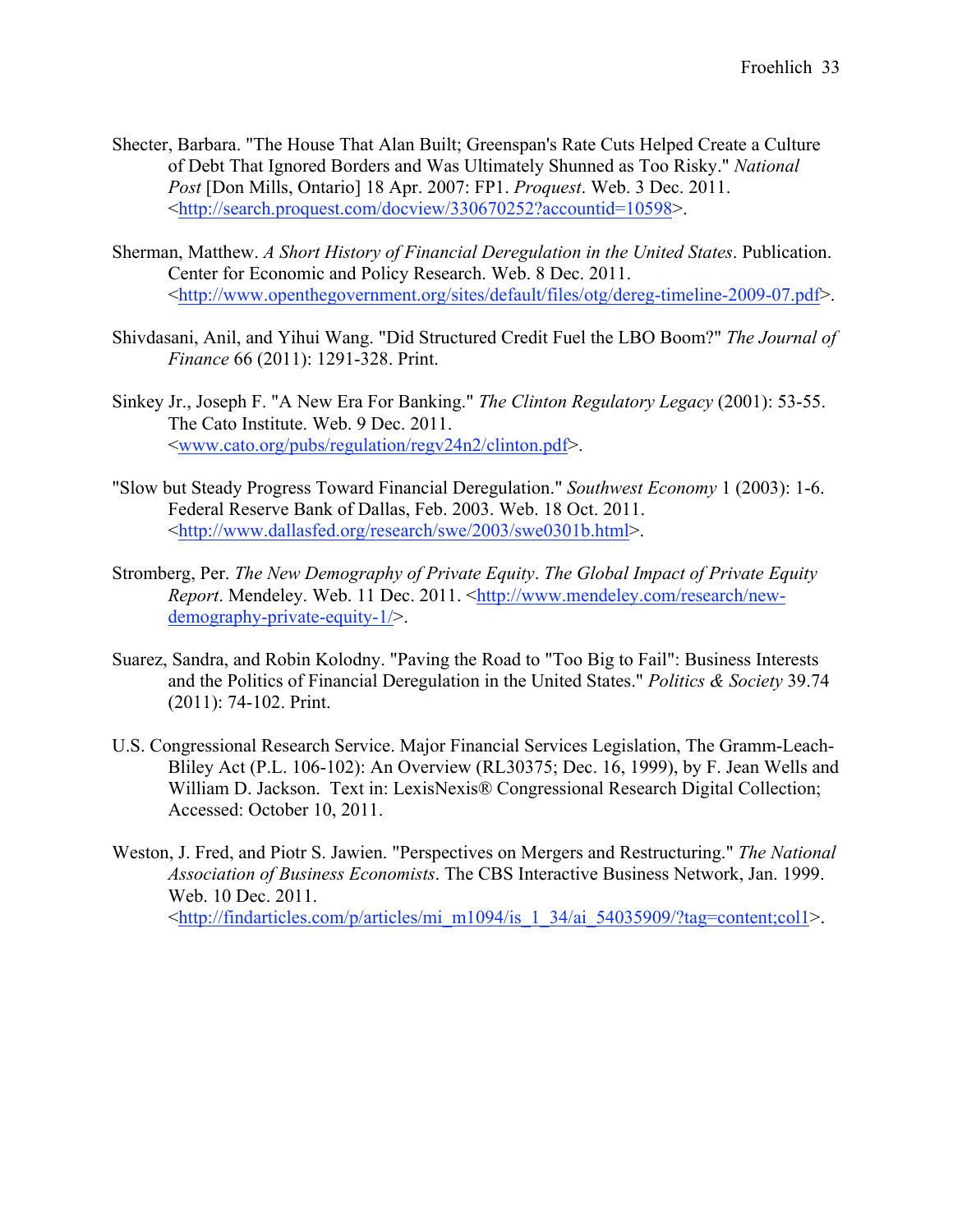Shecter, Barbara. "The House That Alan Built; Greenspan's Rate Cuts Helped Create a Culture of Debt That Ignored Borders and Was Ultimately Shunned as Too Risky." *National Post* [Don Mills, Ontario] 18 Apr. 2007: FP1. *Proquest*. Web. 3 Dec. 2011. <http://search.proquest.com/docview/330670252?accountid=10598>.

Sherman, Matthew. *A Short History of Financial Deregulation in the United States*. Publication. Center for Economic and Policy Research. Web. 8 Dec. 2011. <http://www.openthegovernment.org/sites/default/files/otg/dereg-timeline-2009-07.pdf>.

Shivdasani, Anil, and Yihui Wang. "Did Structured Credit Fuel the LBO Boom?" *The Journal of Finance* 66 (2011): 1291-328. Print.

Sinkey Jr., Joseph F. "A New Era For Banking." *The Clinton Regulatory Legacy* (2001): 53-55. The Cato Institute. Web. 9 Dec. 2011. <www.cato.org/pubs/regulation/regv24n2/clinton.pdf>.

"Slow but Steady Progress Toward Financial Deregulation." *Southwest Economy* 1 (2003): 1-6. Federal Reserve Bank of Dallas, Feb. 2003. Web. 18 Oct. 2011. <http://www.dallasfed.org/research/swe/2003/swe0301b.html>.

Stromberg, Per. *The New Demography of Private Equity*. *The Global Impact of Private Equity Report*. Mendeley. Web. 11 Dec. 2011. <http://www.mendeley.com/research/new-demography-private-equity-1/>.

Suarez, Sandra, and Robin Kolodny. "Paving the Road to "Too Big to Fail": Business Interests and the Politics of Financial Deregulation in the United States." *Politics & Society* 39.74 (2011): 74-102. Print.

U.S. Congressional Research Service. Major Financial Services Legislation, The Gramm-Leach-Bliley Act (P.L. 106-102): An Overview (RL30375; Dec. 16, 1999), by F. Jean Wells and William D. Jackson. Text in: LexisNexis® Congressional Research Digital Collection; Accessed: October 10, 2011.

Weston, J. Fred, and Piotr S. Jawien. "Perspectives on Mergers and Restructuring." *The National Association of Business Economists*. The CBS Interactive Business Network, Jan. 1999. Web. 10 Dec. 2011. <http://findarticles.com/p/articles/mi_m1094/is_1_34/ai_54035909/?tag=content;col1>.